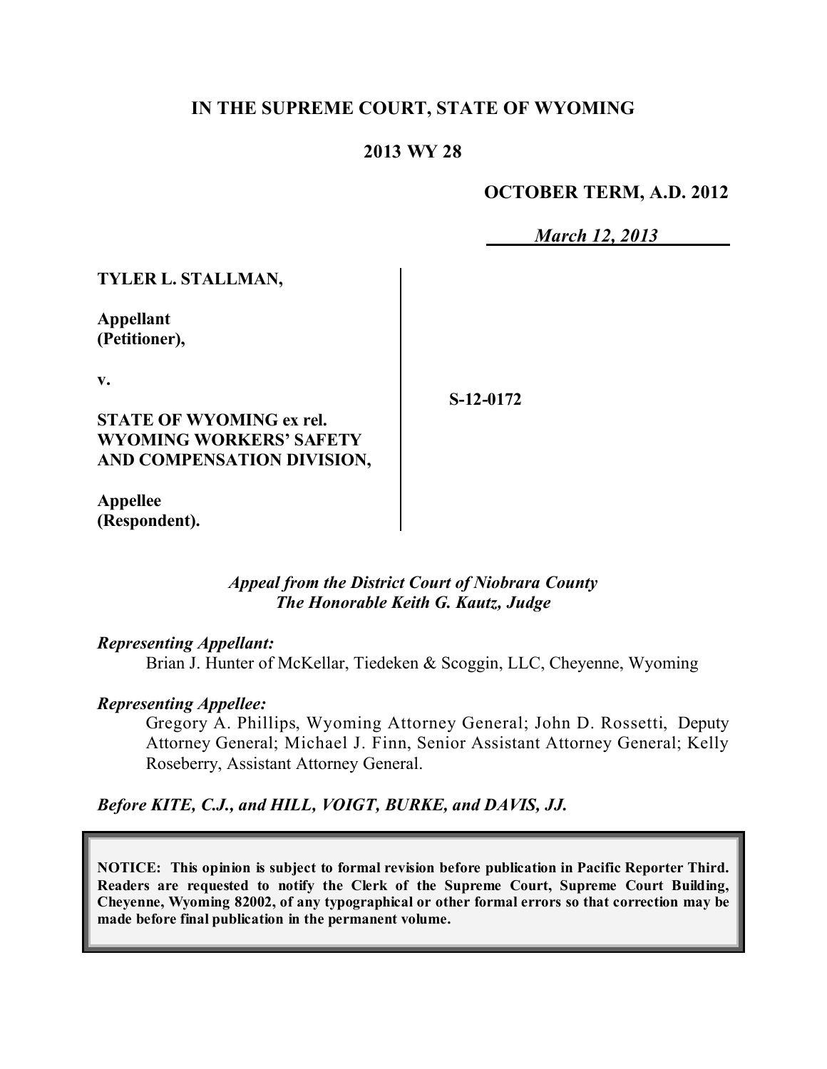**IN THE SUPREME COURT, STATE OF WYOMING**

**2013 WY 28**

**OCTOBER TERM, A.D. 2012**

***March 12, 2013***

**TYLER L. STALLMAN,**

**Appellant (Petitioner),**

**v.**

**STATE OF WYOMING ex rel. WYOMING WORKERS' SAFETY AND COMPENSATION DIVISION,**

**Appellee (Respondent).**

**S-12-0172**

***Appeal from the District Court of Niobrara County***
***The Honorable Keith G. Kautz, Judge***

***Representing Appellant:***

Brian J. Hunter of McKellar, Tiedeken & Scoggin, LLC, Cheyenne, Wyoming

***Representing Appellee:***

Gregory A. Phillips, Wyoming Attorney General; John D. Rossetti, Deputy Attorney General; Michael J. Finn, Senior Assistant Attorney General; Kelly Roseberry, Assistant Attorney General.

***Before KITE, C.J., and HILL, VOIGT, BURKE, and DAVIS, JJ.***

**NOTICE: This opinion is subject to formal revision before publication in Pacific Reporter Third. Readers are requested to notify the Clerk of the Supreme Court, Supreme Court Building, Cheyenne, Wyoming 82002, of any typographical or other formal errors so that correction may be made before final publication in the permanent volume.**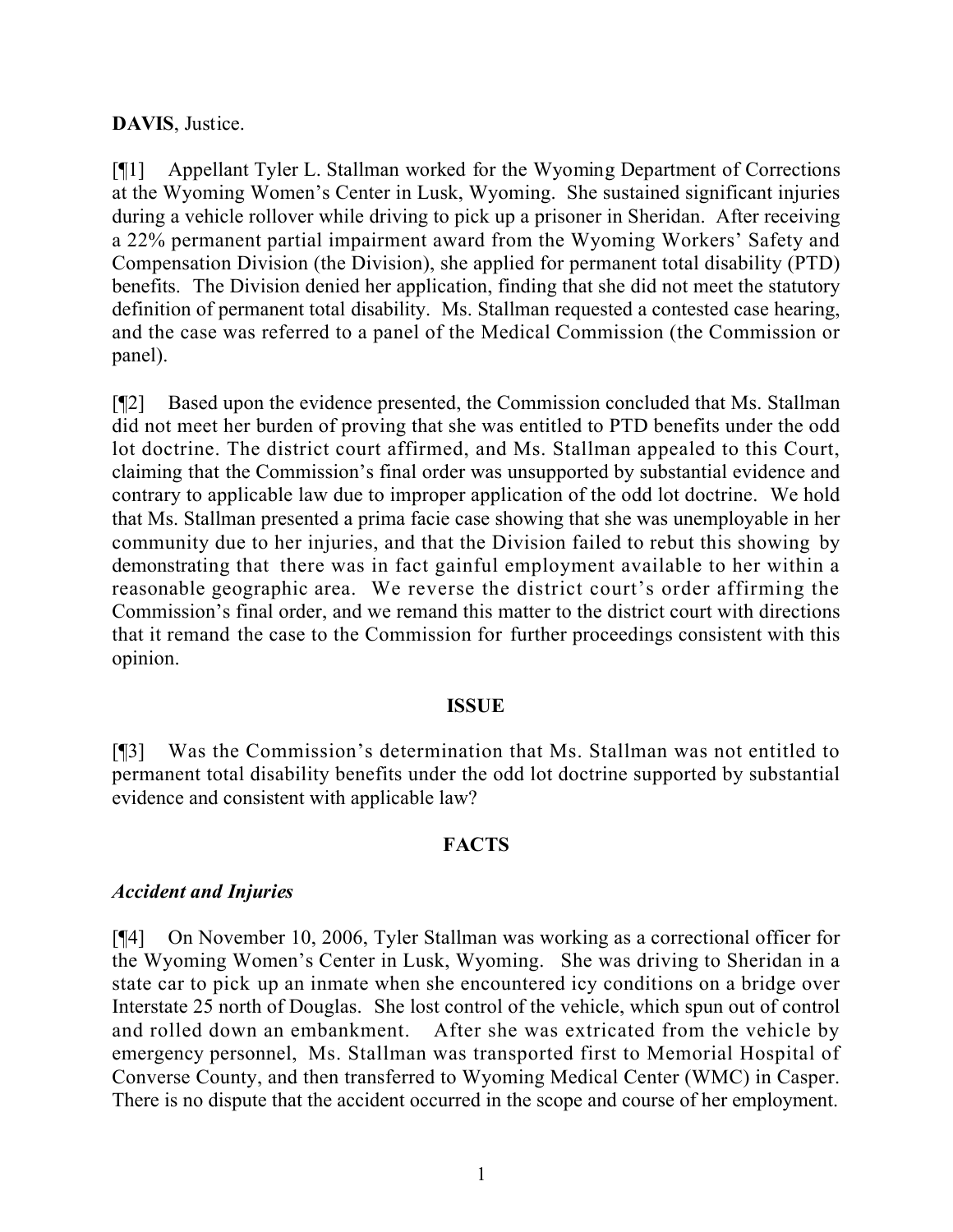**DAVIS**, Justice.

[¶1] Appellant Tyler L. Stallman worked for the Wyoming Department of Corrections at the Wyoming Women's Center in Lusk, Wyoming. She sustained significant injuries during a vehicle rollover while driving to pick up a prisoner in Sheridan. After receiving a 22% permanent partial impairment award from the Wyoming Workers' Safety and Compensation Division (the Division), she applied for permanent total disability (PTD) benefits. The Division denied her application, finding that she did not meet the statutory definition of permanent total disability. Ms. Stallman requested a contested case hearing, and the case was referred to a panel of the Medical Commission (the Commission or panel).

[¶2] Based upon the evidence presented, the Commission concluded that Ms. Stallman did not meet her burden of proving that she was entitled to PTD benefits under the odd lot doctrine. The district court affirmed, and Ms. Stallman appealed to this Court, claiming that the Commission's final order was unsupported by substantial evidence and contrary to applicable law due to improper application of the odd lot doctrine. We hold that Ms. Stallman presented a prima facie case showing that she was unemployable in her community due to her injuries, and that the Division failed to rebut this showing by demonstrating that there was in fact gainful employment available to her within a reasonable geographic area. We reverse the district court's order affirming the Commission's final order, and we remand this matter to the district court with directions that it remand the case to the Commission for further proceedings consistent with this opinion.

## ISSUE

[¶3] Was the Commission's determination that Ms. Stallman was not entitled to permanent total disability benefits under the odd lot doctrine supported by substantial evidence and consistent with applicable law?

## FACTS

### *Accident and Injuries*

[¶4] On November 10, 2006, Tyler Stallman was working as a correctional officer for the Wyoming Women's Center in Lusk, Wyoming. She was driving to Sheridan in a state car to pick up an inmate when she encountered icy conditions on a bridge over Interstate 25 north of Douglas. She lost control of the vehicle, which spun out of control and rolled down an embankment. After she was extricated from the vehicle by emergency personnel, Ms. Stallman was transported first to Memorial Hospital of Converse County, and then transferred to Wyoming Medical Center (WMC) in Casper. There is no dispute that the accident occurred in the scope and course of her employment.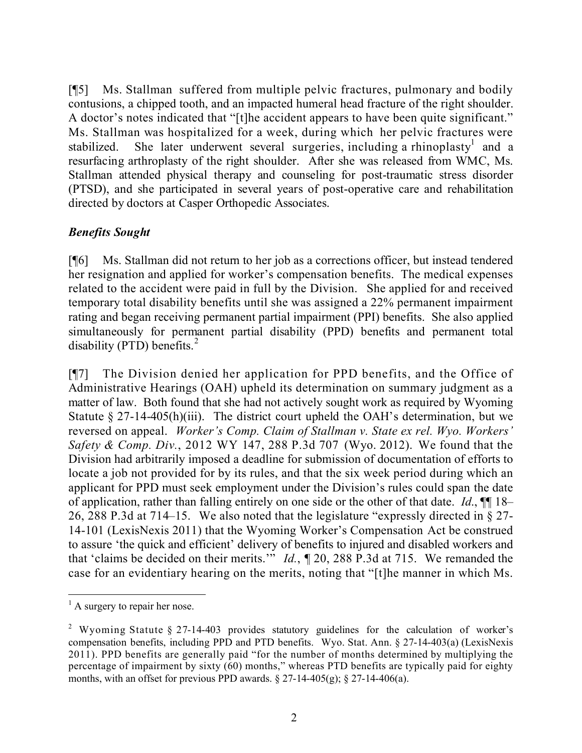[¶5] Ms. Stallman suffered from multiple pelvic fractures, pulmonary and bodily contusions, a chipped tooth, and an impacted humeral head fracture of the right shoulder. A doctor's notes indicated that "[t]he accident appears to have been quite significant." Ms. Stallman was hospitalized for a week, during which her pelvic fractures were stabilized. She later underwent several surgeries, including a rhinoplasty[1] and a resurfacing arthroplasty of the right shoulder. After she was released from WMC, Ms. Stallman attended physical therapy and counseling for post-traumatic stress disorder (PTSD), and she participated in several years of post-operative care and rehabilitation directed by doctors at Casper Orthopedic Associates.

### *Benefits Sought*

[¶6] Ms. Stallman did not return to her job as a corrections officer, but instead tendered her resignation and applied for worker's compensation benefits. The medical expenses related to the accident were paid in full by the Division. She applied for and received temporary total disability benefits until she was assigned a 22% permanent impairment rating and began receiving permanent partial impairment (PPI) benefits. She also applied simultaneously for permanent partial disability (PPD) benefits and permanent total disability (PTD) benefits.[2]

[¶7] The Division denied her application for PPD benefits, and the Office of Administrative Hearings (OAH) upheld its determination on summary judgment as a matter of law. Both found that she had not actively sought work as required by Wyoming Statute § 27-14-405(h)(iii). The district court upheld the OAH's determination, but we reversed on appeal. *Worker's Comp. Claim of Stallman v. State ex rel. Wyo. Workers' Safety & Comp. Div.*, 2012 WY 147, 288 P.3d 707 (Wyo. 2012). We found that the Division had arbitrarily imposed a deadline for submission of documentation of efforts to locate a job not provided for by its rules, and that the six week period during which an applicant for PPD must seek employment under the Division's rules could span the date of application, rather than falling entirely on one side or the other of that date. *Id.*, ¶¶ 18–26, 288 P.3d at 714–15. We also noted that the legislature "expressly directed in § 27-14-101 (LexisNexis 2011) that the Wyoming Worker's Compensation Act be construed to assure 'the quick and efficient' delivery of benefits to injured and disabled workers and that 'claims be decided on their merits.'" *Id.*, ¶ 20, 288 P.3d at 715. We remanded the case for an evidentiary hearing on the merits, noting that "[t]he manner in which Ms.

---

[1] A surgery to repair her nose.

[2] Wyoming Statute § 27-14-403 provides statutory guidelines for the calculation of worker's compensation benefits, including PPD and PTD benefits. Wyo. Stat. Ann. § 27-14-403(a) (LexisNexis 2011). PPD benefits are generally paid "for the number of months determined by multiplying the percentage of impairment by sixty (60) months," whereas PTD benefits are typically paid for eighty months, with an offset for previous PPD awards. § 27-14-405(g); § 27-14-406(a).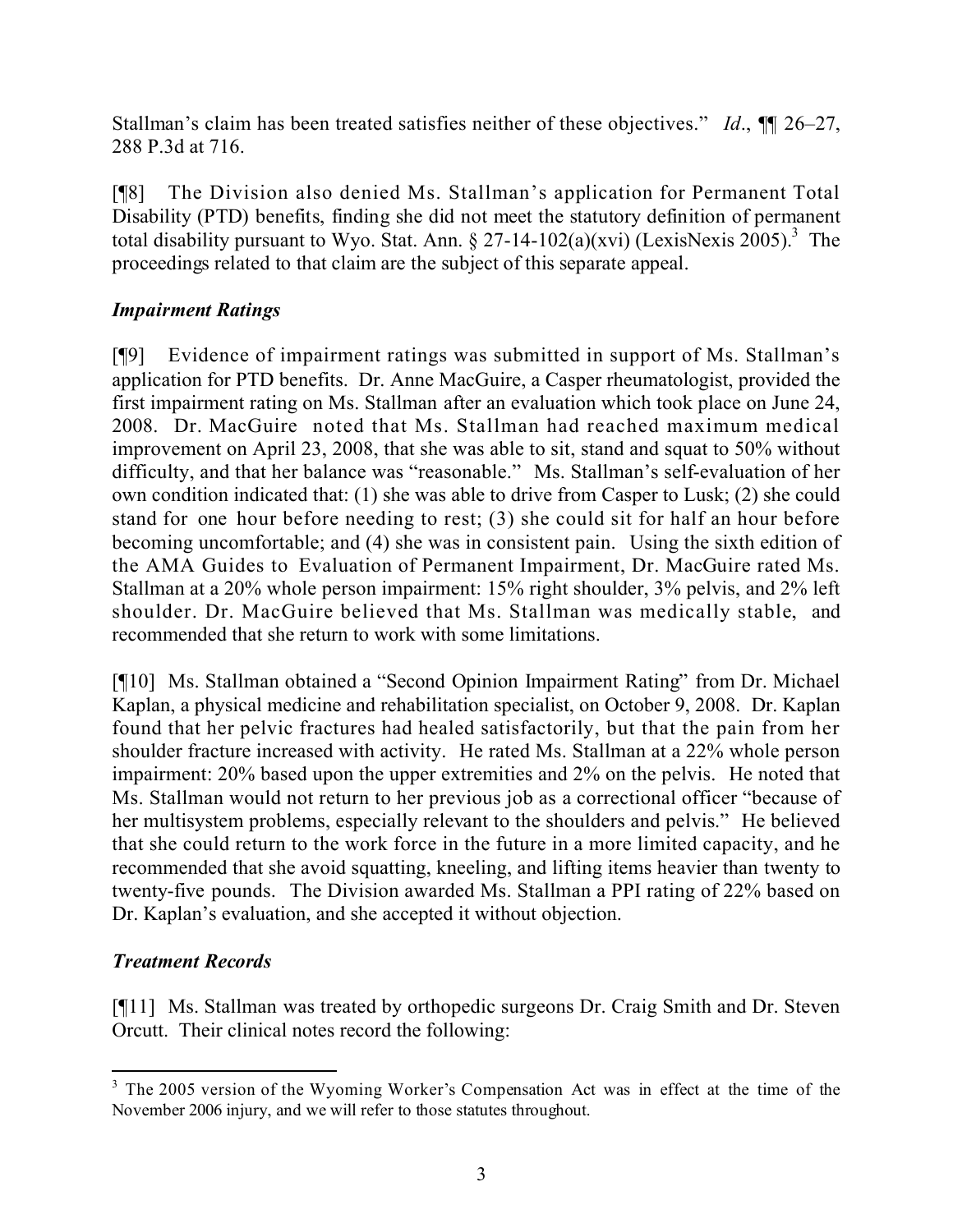Stallman's claim has been treated satisfies neither of these objectives." *Id*., ¶¶ 26–27, 288 P.3d at 716.

[¶8] The Division also denied Ms. Stallman's application for Permanent Total Disability (PTD) benefits, finding she did not meet the statutory definition of permanent total disability pursuant to Wyo. Stat. Ann. § 27-14-102(a)(xvi) (LexisNexis 2005).[3] The proceedings related to that claim are the subject of this separate appeal.

### *Impairment Ratings*

[¶9] Evidence of impairment ratings was submitted in support of Ms. Stallman's application for PTD benefits. Dr. Anne MacGuire, a Casper rheumatologist, provided the first impairment rating on Ms. Stallman after an evaluation which took place on June 24, 2008. Dr. MacGuire noted that Ms. Stallman had reached maximum medical improvement on April 23, 2008, that she was able to sit, stand and squat to 50% without difficulty, and that her balance was "reasonable." Ms. Stallman's self-evaluation of her own condition indicated that: (1) she was able to drive from Casper to Lusk; (2) she could stand for one hour before needing to rest; (3) she could sit for half an hour before becoming uncomfortable; and (4) she was in consistent pain. Using the sixth edition of the AMA Guides to Evaluation of Permanent Impairment, Dr. MacGuire rated Ms. Stallman at a 20% whole person impairment: 15% right shoulder, 3% pelvis, and 2% left shoulder. Dr. MacGuire believed that Ms. Stallman was medically stable, and recommended that she return to work with some limitations.

[¶10] Ms. Stallman obtained a "Second Opinion Impairment Rating" from Dr. Michael Kaplan, a physical medicine and rehabilitation specialist, on October 9, 2008. Dr. Kaplan found that her pelvic fractures had healed satisfactorily, but that the pain from her shoulder fracture increased with activity. He rated Ms. Stallman at a 22% whole person impairment: 20% based upon the upper extremities and 2% on the pelvis. He noted that Ms. Stallman would not return to her previous job as a correctional officer "because of her multisystem problems, especially relevant to the shoulders and pelvis." He believed that she could return to the work force in the future in a more limited capacity, and he recommended that she avoid squatting, kneeling, and lifting items heavier than twenty to twenty-five pounds. The Division awarded Ms. Stallman a PPI rating of 22% based on Dr. Kaplan's evaluation, and she accepted it without objection.

### *Treatment Records*

[¶11] Ms. Stallman was treated by orthopedic surgeons Dr. Craig Smith and Dr. Steven Orcutt. Their clinical notes record the following:

---

[3] The 2005 version of the Wyoming Worker's Compensation Act was in effect at the time of the November 2006 injury, and we will refer to those statutes throughout.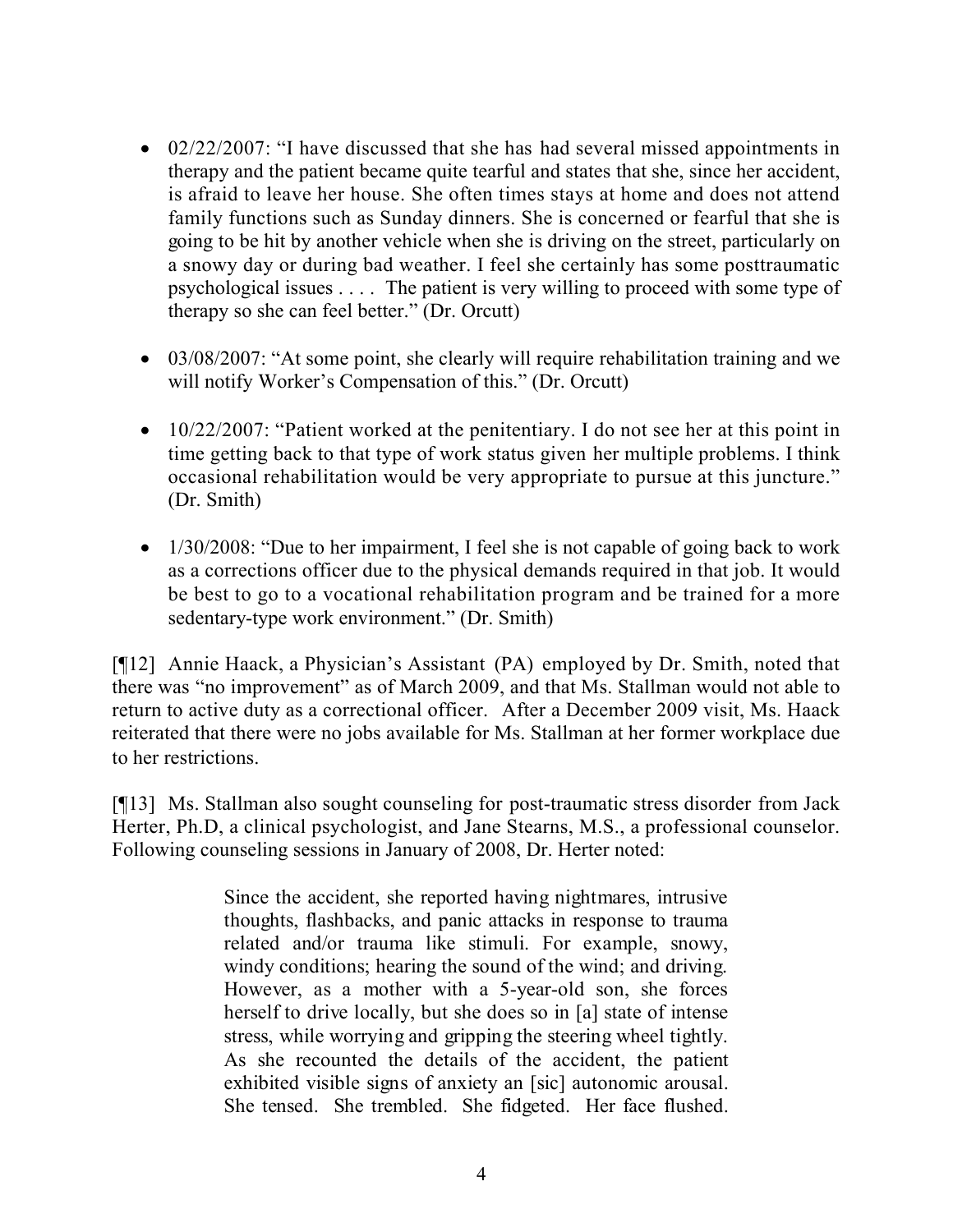- 02/22/2007: "I have discussed that she has had several missed appointments in therapy and the patient became quite tearful and states that she, since her accident, is afraid to leave her house. She often times stays at home and does not attend family functions such as Sunday dinners. She is concerned or fearful that she is going to be hit by another vehicle when she is driving on the street, particularly on a snowy day or during bad weather. I feel she certainly has some posttraumatic psychological issues . . . . The patient is very willing to proceed with some type of therapy so she can feel better." (Dr. Orcutt)

- 03/08/2007: "At some point, she clearly will require rehabilitation training and we will notify Worker's Compensation of this." (Dr. Orcutt)

- 10/22/2007: "Patient worked at the penitentiary. I do not see her at this point in time getting back to that type of work status given her multiple problems. I think occasional rehabilitation would be very appropriate to pursue at this juncture." (Dr. Smith)

- 1/30/2008: "Due to her impairment, I feel she is not capable of going back to work as a corrections officer due to the physical demands required in that job. It would be best to go to a vocational rehabilitation program and be trained for a more sedentary-type work environment." (Dr. Smith)

[¶12] Annie Haack, a Physician's Assistant (PA) employed by Dr. Smith, noted that there was "no improvement" as of March 2009, and that Ms. Stallman would not able to return to active duty as a correctional officer. After a December 2009 visit, Ms. Haack reiterated that there were no jobs available for Ms. Stallman at her former workplace due to her restrictions.

[¶13] Ms. Stallman also sought counseling for post-traumatic stress disorder from Jack Herter, Ph.D, a clinical psychologist, and Jane Stearns, M.S., a professional counselor. Following counseling sessions in January of 2008, Dr. Herter noted:

> Since the accident, she reported having nightmares, intrusive thoughts, flashbacks, and panic attacks in response to trauma related and/or trauma like stimuli. For example, snowy, windy conditions; hearing the sound of the wind; and driving. However, as a mother with a 5-year-old son, she forces herself to drive locally, but she does so in [a] state of intense stress, while worrying and gripping the steering wheel tightly. As she recounted the details of the accident, the patient exhibited visible signs of anxiety an [sic] autonomic arousal. She tensed. She trembled. She fidgeted. Her face flushed.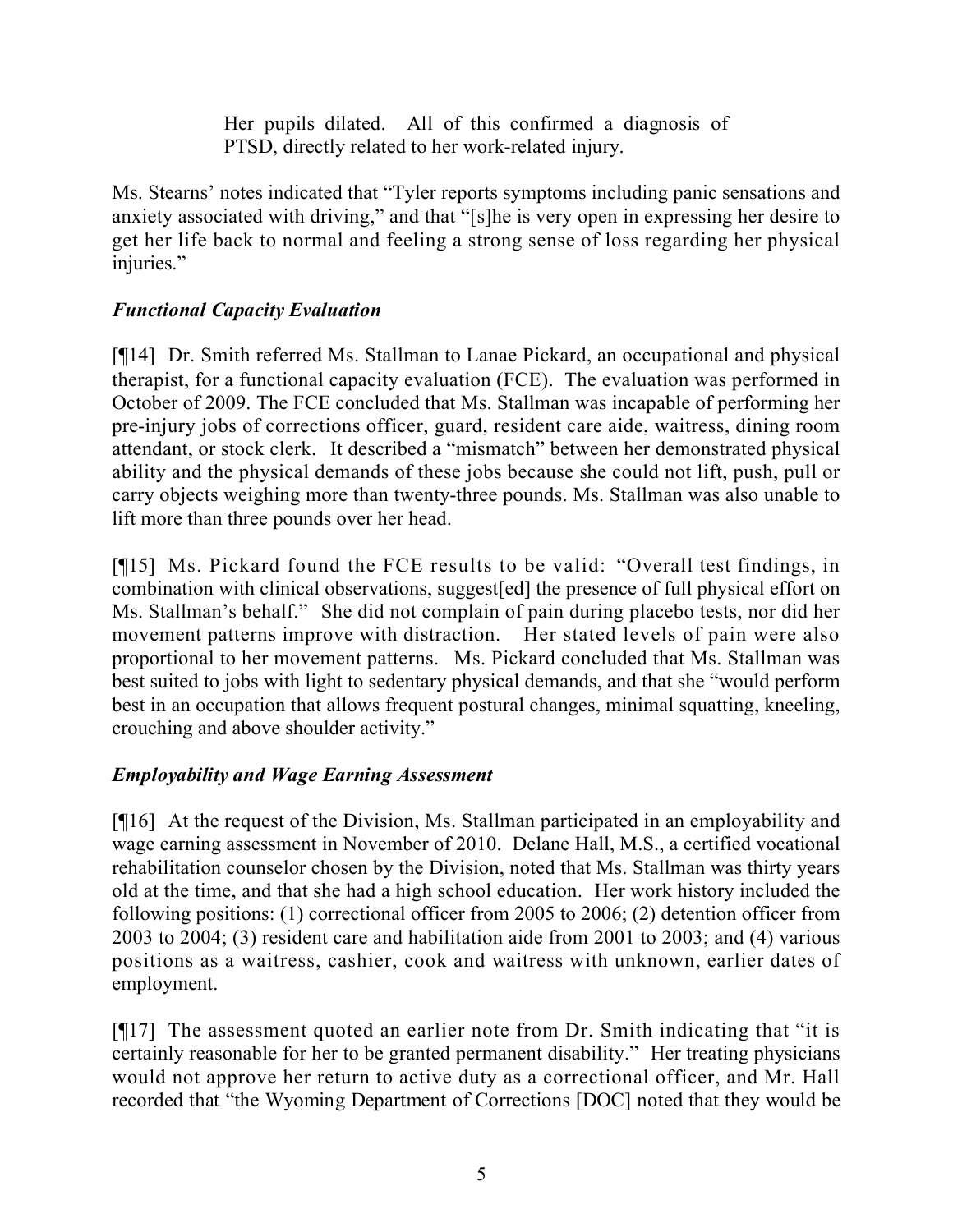> Her pupils dilated. All of this confirmed a diagnosis of PTSD, directly related to her work-related injury.

Ms. Stearns' notes indicated that "Tyler reports symptoms including panic sensations and anxiety associated with driving," and that "[s]he is very open in expressing her desire to get her life back to normal and feeling a strong sense of loss regarding her physical injuries."

### *Functional Capacity Evaluation*

[¶14] Dr. Smith referred Ms. Stallman to Lanae Pickard, an occupational and physical therapist, for a functional capacity evaluation (FCE). The evaluation was performed in October of 2009. The FCE concluded that Ms. Stallman was incapable of performing her pre-injury jobs of corrections officer, guard, resident care aide, waitress, dining room attendant, or stock clerk. It described a "mismatch" between her demonstrated physical ability and the physical demands of these jobs because she could not lift, push, pull or carry objects weighing more than twenty-three pounds. Ms. Stallman was also unable to lift more than three pounds over her head.

[¶15] Ms. Pickard found the FCE results to be valid: "Overall test findings, in combination with clinical observations, suggest[ed] the presence of full physical effort on Ms. Stallman's behalf." She did not complain of pain during placebo tests, nor did her movement patterns improve with distraction. Her stated levels of pain were also proportional to her movement patterns. Ms. Pickard concluded that Ms. Stallman was best suited to jobs with light to sedentary physical demands, and that she "would perform best in an occupation that allows frequent postural changes, minimal squatting, kneeling, crouching and above shoulder activity."

### *Employability and Wage Earning Assessment*

[¶16] At the request of the Division, Ms. Stallman participated in an employability and wage earning assessment in November of 2010. Delane Hall, M.S., a certified vocational rehabilitation counselor chosen by the Division, noted that Ms. Stallman was thirty years old at the time, and that she had a high school education. Her work history included the following positions: (1) correctional officer from 2005 to 2006; (2) detention officer from 2003 to 2004; (3) resident care and habilitation aide from 2001 to 2003; and (4) various positions as a waitress, cashier, cook and waitress with unknown, earlier dates of employment.

[¶17] The assessment quoted an earlier note from Dr. Smith indicating that "it is certainly reasonable for her to be granted permanent disability." Her treating physicians would not approve her return to active duty as a correctional officer, and Mr. Hall recorded that "the Wyoming Department of Corrections [DOC] noted that they would be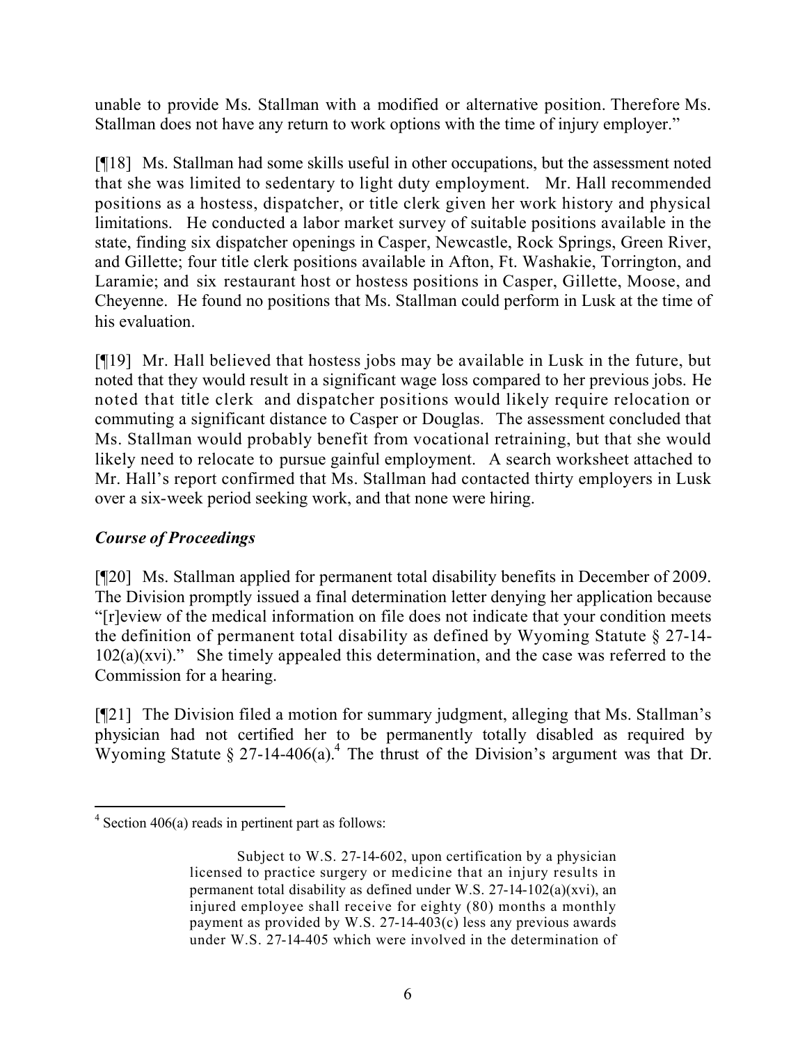unable to provide Ms. Stallman with a modified or alternative position. Therefore Ms. Stallman does not have any return to work options with the time of injury employer."

[¶18] Ms. Stallman had some skills useful in other occupations, but the assessment noted that she was limited to sedentary to light duty employment. Mr. Hall recommended positions as a hostess, dispatcher, or title clerk given her work history and physical limitations. He conducted a labor market survey of suitable positions available in the state, finding six dispatcher openings in Casper, Newcastle, Rock Springs, Green River, and Gillette; four title clerk positions available in Afton, Ft. Washakie, Torrington, and Laramie; and six restaurant host or hostess positions in Casper, Gillette, Moose, and Cheyenne. He found no positions that Ms. Stallman could perform in Lusk at the time of his evaluation.

[¶19] Mr. Hall believed that hostess jobs may be available in Lusk in the future, but noted that they would result in a significant wage loss compared to her previous jobs. He noted that title clerk and dispatcher positions would likely require relocation or commuting a significant distance to Casper or Douglas. The assessment concluded that Ms. Stallman would probably benefit from vocational retraining, but that she would likely need to relocate to pursue gainful employment. A search worksheet attached to Mr. Hall's report confirmed that Ms. Stallman had contacted thirty employers in Lusk over a six-week period seeking work, and that none were hiring.

### *Course of Proceedings*

[¶20] Ms. Stallman applied for permanent total disability benefits in December of 2009. The Division promptly issued a final determination letter denying her application because "[r]eview of the medical information on file does not indicate that your condition meets the definition of permanent total disability as defined by Wyoming Statute § 27-14-102(a)(xvi)." She timely appealed this determination, and the case was referred to the Commission for a hearing.

[¶21] The Division filed a motion for summary judgment, alleging that Ms. Stallman's physician had not certified her to be permanently totally disabled as required by Wyoming Statute § 27-14-406(a).[4] The thrust of the Division's argument was that Dr.

---

[4] Section 406(a) reads in pertinent part as follows:

> Subject to W.S. 27-14-602, upon certification by a physician licensed to practice surgery or medicine that an injury results in permanent total disability as defined under W.S. 27-14-102(a)(xvi), an injured employee shall receive for eighty (80) months a monthly payment as provided by W.S. 27-14-403(c) less any previous awards under W.S. 27-14-405 which were involved in the determination of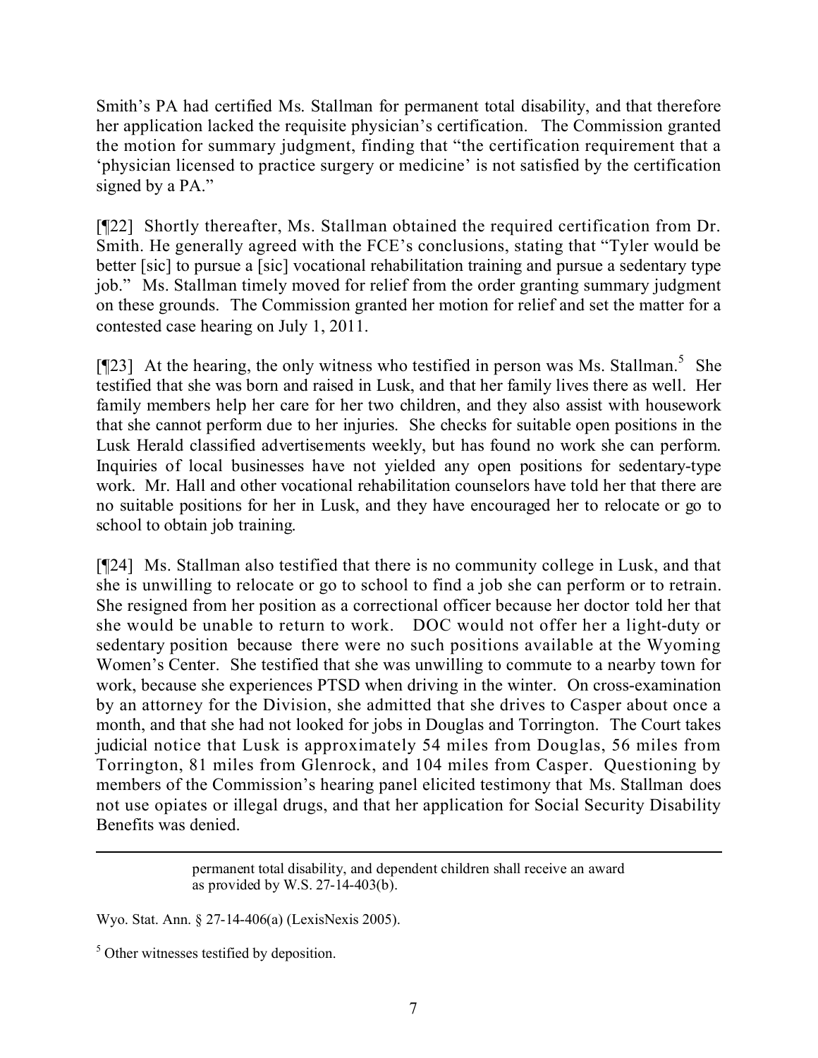Smith's PA had certified Ms. Stallman for permanent total disability, and that therefore her application lacked the requisite physician's certification. The Commission granted the motion for summary judgment, finding that "the certification requirement that a 'physician licensed to practice surgery or medicine' is not satisfied by the certification signed by a PA."

[¶22] Shortly thereafter, Ms. Stallman obtained the required certification from Dr. Smith. He generally agreed with the FCE's conclusions, stating that "Tyler would be better [sic] to pursue a [sic] vocational rehabilitation training and pursue a sedentary type job." Ms. Stallman timely moved for relief from the order granting summary judgment on these grounds. The Commission granted her motion for relief and set the matter for a contested case hearing on July 1, 2011.

[¶23] At the hearing, the only witness who testified in person was Ms. Stallman.[5] She testified that she was born and raised in Lusk, and that her family lives there as well. Her family members help her care for her two children, and they also assist with housework that she cannot perform due to her injuries. She checks for suitable open positions in the Lusk Herald classified advertisements weekly, but has found no work she can perform. Inquiries of local businesses have not yielded any open positions for sedentary-type work. Mr. Hall and other vocational rehabilitation counselors have told her that there are no suitable positions for her in Lusk, and they have encouraged her to relocate or go to school to obtain job training.

[¶24] Ms. Stallman also testified that there is no community college in Lusk, and that she is unwilling to relocate or go to school to find a job she can perform or to retrain. She resigned from her position as a correctional officer because her doctor told her that she would be unable to return to work. DOC would not offer her a light-duty or sedentary position because there were no such positions available at the Wyoming Women's Center. She testified that she was unwilling to commute to a nearby town for work, because she experiences PTSD when driving in the winter. On cross-examination by an attorney for the Division, she admitted that she drives to Casper about once a month, and that she had not looked for jobs in Douglas and Torrington. The Court takes judicial notice that Lusk is approximately 54 miles from Douglas, 56 miles from Torrington, 81 miles from Glenrock, and 104 miles from Casper. Questioning by members of the Commission's hearing panel elicited testimony that Ms. Stallman does not use opiates or illegal drugs, and that her application for Social Security Disability Benefits was denied.

---

> permanent total disability, and dependent children shall receive an award as provided by W.S. 27-14-403(b).

Wyo. Stat. Ann. § 27-14-406(a) (LexisNexis 2005).

[5] Other witnesses testified by deposition.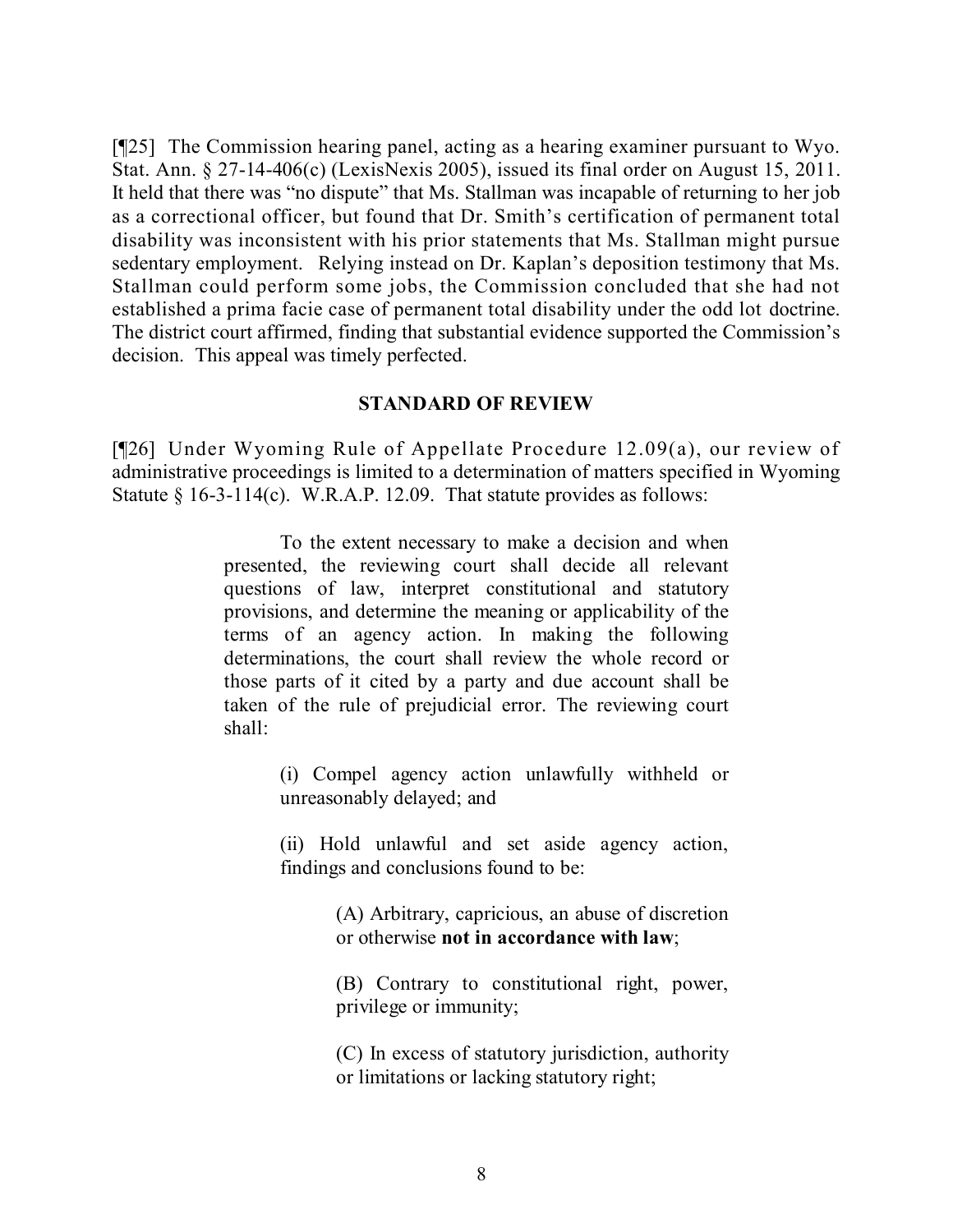[¶25] The Commission hearing panel, acting as a hearing examiner pursuant to Wyo. Stat. Ann. § 27-14-406(c) (LexisNexis 2005), issued its final order on August 15, 2011. It held that there was "no dispute" that Ms. Stallman was incapable of returning to her job as a correctional officer, but found that Dr. Smith's certification of permanent total disability was inconsistent with his prior statements that Ms. Stallman might pursue sedentary employment. Relying instead on Dr. Kaplan's deposition testimony that Ms. Stallman could perform some jobs, the Commission concluded that she had not established a prima facie case of permanent total disability under the odd lot doctrine. The district court affirmed, finding that substantial evidence supported the Commission's decision. This appeal was timely perfected.

## STANDARD OF REVIEW

[¶26] Under Wyoming Rule of Appellate Procedure 12.09(a), our review of administrative proceedings is limited to a determination of matters specified in Wyoming Statute § 16-3-114(c). W.R.A.P. 12.09. That statute provides as follows:

> To the extent necessary to make a decision and when presented, the reviewing court shall decide all relevant questions of law, interpret constitutional and statutory provisions, and determine the meaning or applicability of the terms of an agency action. In making the following determinations, the court shall review the whole record or those parts of it cited by a party and due account shall be taken of the rule of prejudicial error. The reviewing court shall:
>
> > (i) Compel agency action unlawfully withheld or unreasonably delayed; and
> >
> > (ii) Hold unlawful and set aside agency action, findings and conclusions found to be:
> >
> > > (A) Arbitrary, capricious, an abuse of discretion or otherwise **not in accordance with law**;
> > >
> > > (B) Contrary to constitutional right, power, privilege or immunity;
> > >
> > > (C) In excess of statutory jurisdiction, authority or limitations or lacking statutory right;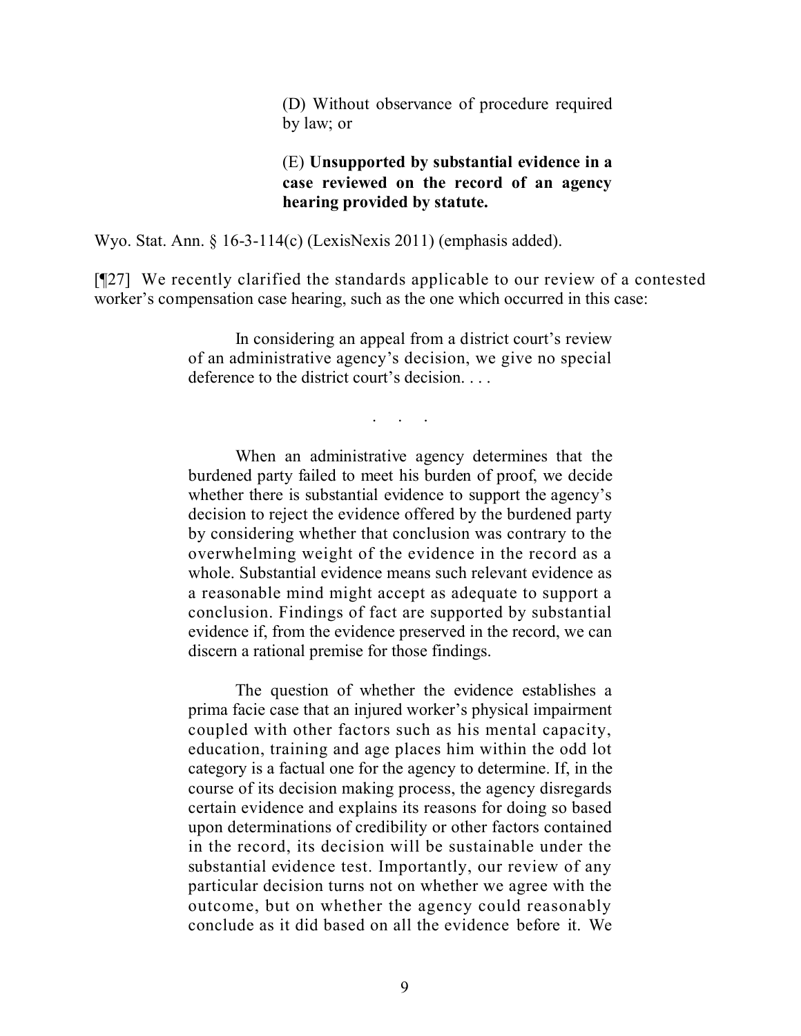> (D) Without observance of procedure required by law; or
>
> (E) **Unsupported by substantial evidence in a case reviewed on the record of an agency hearing provided by statute.**

Wyo. Stat. Ann. § 16-3-114(c) (LexisNexis 2011) (emphasis added).

[¶27] We recently clarified the standards applicable to our review of a contested worker's compensation case hearing, such as the one which occurred in this case:

> In considering an appeal from a district court's review of an administrative agency's decision, we give no special deference to the district court's decision. . . .
>
> . . .
>
> When an administrative agency determines that the burdened party failed to meet his burden of proof, we decide whether there is substantial evidence to support the agency's decision to reject the evidence offered by the burdened party by considering whether that conclusion was contrary to the overwhelming weight of the evidence in the record as a whole. Substantial evidence means such relevant evidence as a reasonable mind might accept as adequate to support a conclusion. Findings of fact are supported by substantial evidence if, from the evidence preserved in the record, we can discern a rational premise for those findings.
>
> The question of whether the evidence establishes a prima facie case that an injured worker's physical impairment coupled with other factors such as his mental capacity, education, training and age places him within the odd lot category is a factual one for the agency to determine. If, in the course of its decision making process, the agency disregards certain evidence and explains its reasons for doing so based upon determinations of credibility or other factors contained in the record, its decision will be sustainable under the substantial evidence test. Importantly, our review of any particular decision turns not on whether we agree with the outcome, but on whether the agency could reasonably conclude as it did based on all the evidence before it. We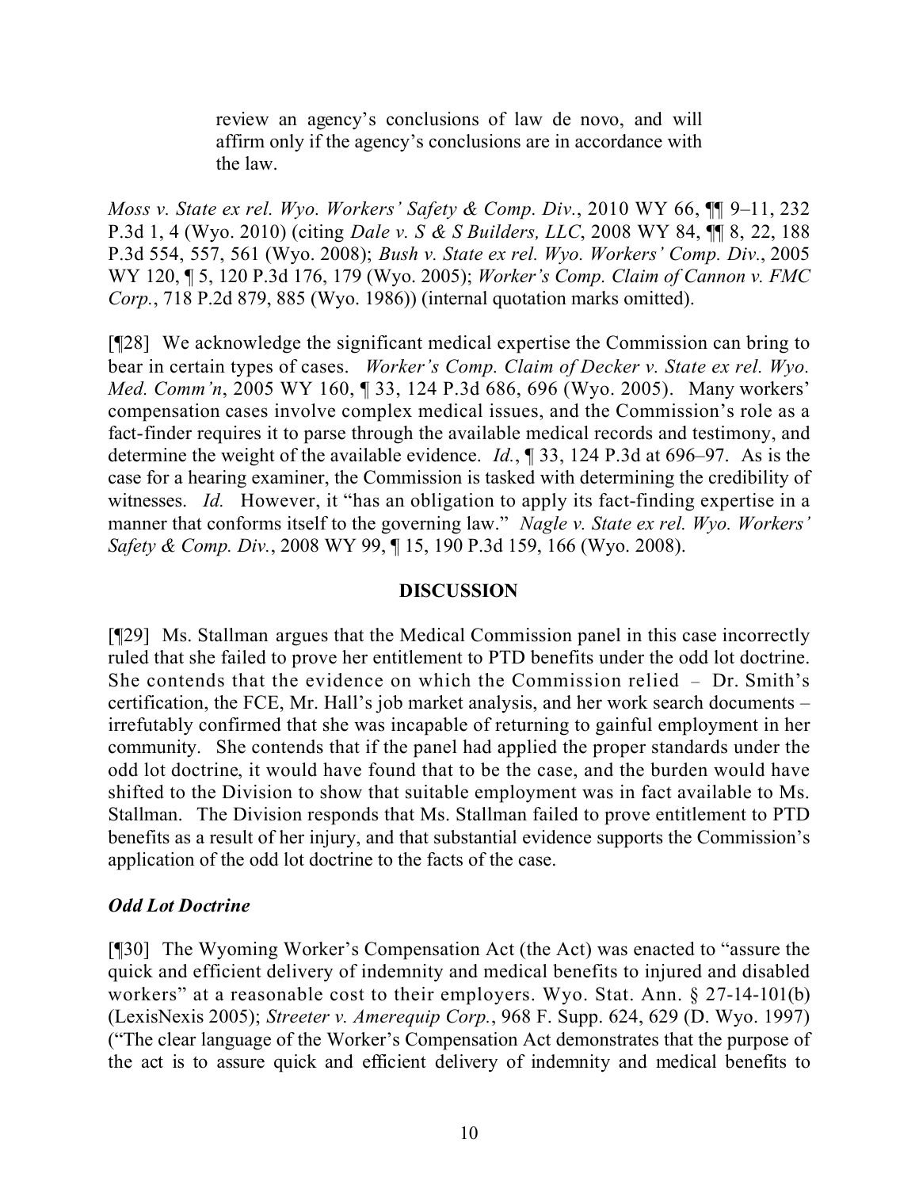> review an agency's conclusions of law de novo, and will affirm only if the agency's conclusions are in accordance with the law.

*Moss v. State ex rel. Wyo. Workers' Safety & Comp. Div.*, 2010 WY 66, ¶¶ 9–11, 232 P.3d 1, 4 (Wyo. 2010) (citing *Dale v. S & S Builders, LLC*, 2008 WY 84, ¶¶ 8, 22, 188 P.3d 554, 557, 561 (Wyo. 2008); *Bush v. State ex rel. Wyo. Workers' Comp. Div.*, 2005 WY 120, ¶ 5, 120 P.3d 176, 179 (Wyo. 2005); *Worker's Comp. Claim of Cannon v. FMC Corp.*, 718 P.2d 879, 885 (Wyo. 1986)) (internal quotation marks omitted).

[¶28] We acknowledge the significant medical expertise the Commission can bring to bear in certain types of cases. *Worker's Comp. Claim of Decker v. State ex rel. Wyo. Med. Comm'n*, 2005 WY 160, ¶ 33, 124 P.3d 686, 696 (Wyo. 2005). Many workers' compensation cases involve complex medical issues, and the Commission's role as a fact-finder requires it to parse through the available medical records and testimony, and determine the weight of the available evidence. *Id.*, ¶ 33, 124 P.3d at 696–97. As is the case for a hearing examiner, the Commission is tasked with determining the credibility of witnesses. *Id.* However, it "has an obligation to apply its fact-finding expertise in a manner that conforms itself to the governing law." *Nagle v. State ex rel. Wyo. Workers' Safety & Comp. Div.*, 2008 WY 99, ¶ 15, 190 P.3d 159, 166 (Wyo. 2008).

## DISCUSSION

[¶29] Ms. Stallman argues that the Medical Commission panel in this case incorrectly ruled that she failed to prove her entitlement to PTD benefits under the odd lot doctrine. She contends that the evidence on which the Commission relied – Dr. Smith's certification, the FCE, Mr. Hall's job market analysis, and her work search documents – irrefutably confirmed that she was incapable of returning to gainful employment in her community. She contends that if the panel had applied the proper standards under the odd lot doctrine, it would have found that to be the case, and the burden would have shifted to the Division to show that suitable employment was in fact available to Ms. Stallman. The Division responds that Ms. Stallman failed to prove entitlement to PTD benefits as a result of her injury, and that substantial evidence supports the Commission's application of the odd lot doctrine to the facts of the case.

### *Odd Lot Doctrine*

[¶30] The Wyoming Worker's Compensation Act (the Act) was enacted to "assure the quick and efficient delivery of indemnity and medical benefits to injured and disabled workers" at a reasonable cost to their employers. Wyo. Stat. Ann. § 27-14-101(b) (LexisNexis 2005); *Streeter v. Amerequip Corp.*, 968 F. Supp. 624, 629 (D. Wyo. 1997) ("The clear language of the Worker's Compensation Act demonstrates that the purpose of the act is to assure quick and efficient delivery of indemnity and medical benefits to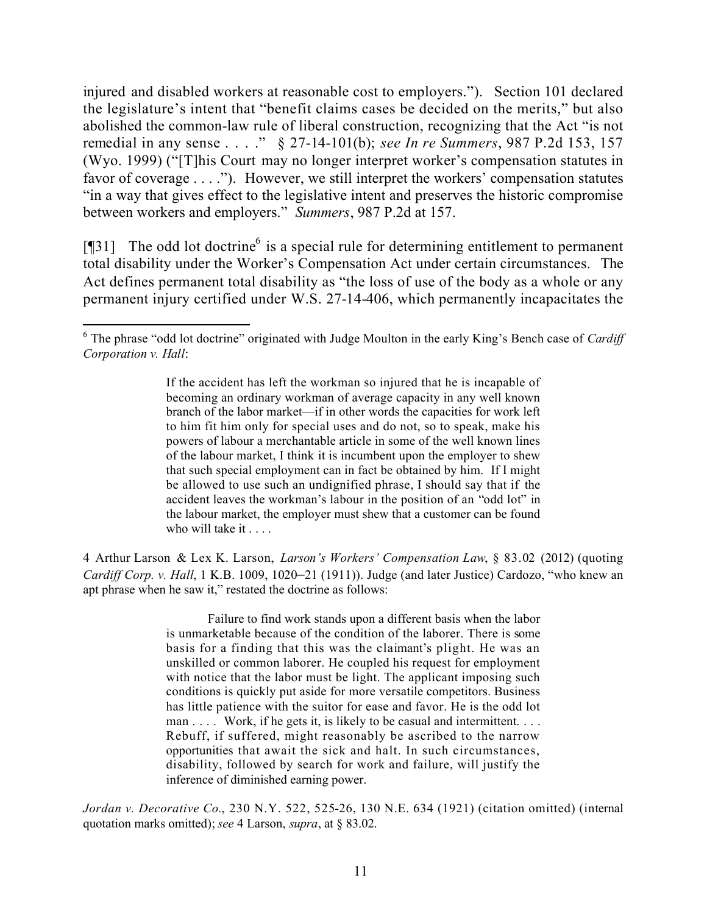injured and disabled workers at reasonable cost to employers."). Section 101 declared the legislature's intent that "benefit claims cases be decided on the merits," but also abolished the common-law rule of liberal construction, recognizing that the Act "is not remedial in any sense . . . ." § 27-14-101(b); *see In re Summers*, 987 P.2d 153, 157 (Wyo. 1999) ("[T]his Court may no longer interpret worker's compensation statutes in favor of coverage . . . ."). However, we still interpret the workers' compensation statutes "in a way that gives effect to the legislative intent and preserves the historic compromise between workers and employers." *Summers*, 987 P.2d at 157.

[¶31] The odd lot doctrine[6] is a special rule for determining entitlement to permanent total disability under the Worker's Compensation Act under certain circumstances. The Act defines permanent total disability as "the loss of use of the body as a whole or any permanent injury certified under W.S. 27-14-406, which permanently incapacitates the

---

[6] The phrase "odd lot doctrine" originated with Judge Moulton in the early King's Bench case of *Cardiff Corporation v. Hall*:

> If the accident has left the workman so injured that he is incapable of becoming an ordinary workman of average capacity in any well known branch of the labor market—if in other words the capacities for work left to him fit him only for special uses and do not, so to speak, make his powers of labour a merchantable article in some of the well known lines of the labour market, I think it is incumbent upon the employer to shew that such special employment can in fact be obtained by him. If I might be allowed to use such an undignified phrase, I should say that if the accident leaves the workman's labour in the position of an "odd lot" in the labour market, the employer must shew that a customer can be found who will take it . . . .

4 Arthur Larson & Lex K. Larson, *Larson's Workers' Compensation Law*, § 83.02 (2012) (quoting *Cardiff Corp. v. Hall*, 1 K.B. 1009, 1020–21 (1911)). Judge (and later Justice) Cardozo, "who knew an apt phrase when he saw it," restated the doctrine as follows:

> Failure to find work stands upon a different basis when the labor is unmarketable because of the condition of the laborer. There is some basis for a finding that this was the claimant's plight. He was an unskilled or common laborer. He coupled his request for employment with notice that the labor must be light. The applicant imposing such conditions is quickly put aside for more versatile competitors. Business has little patience with the suitor for ease and favor. He is the odd lot man . . . . Work, if he gets it, is likely to be casual and intermittent. . . . Rebuff, if suffered, might reasonably be ascribed to the narrow opportunities that await the sick and halt. In such circumstances, disability, followed by search for work and failure, will justify the inference of diminished earning power.

*Jordan v. Decorative Co.*, 230 N.Y. 522, 525-26, 130 N.E. 634 (1921) (citation omitted) (internal quotation marks omitted); *see* 4 Larson, *supra*, at § 83.02.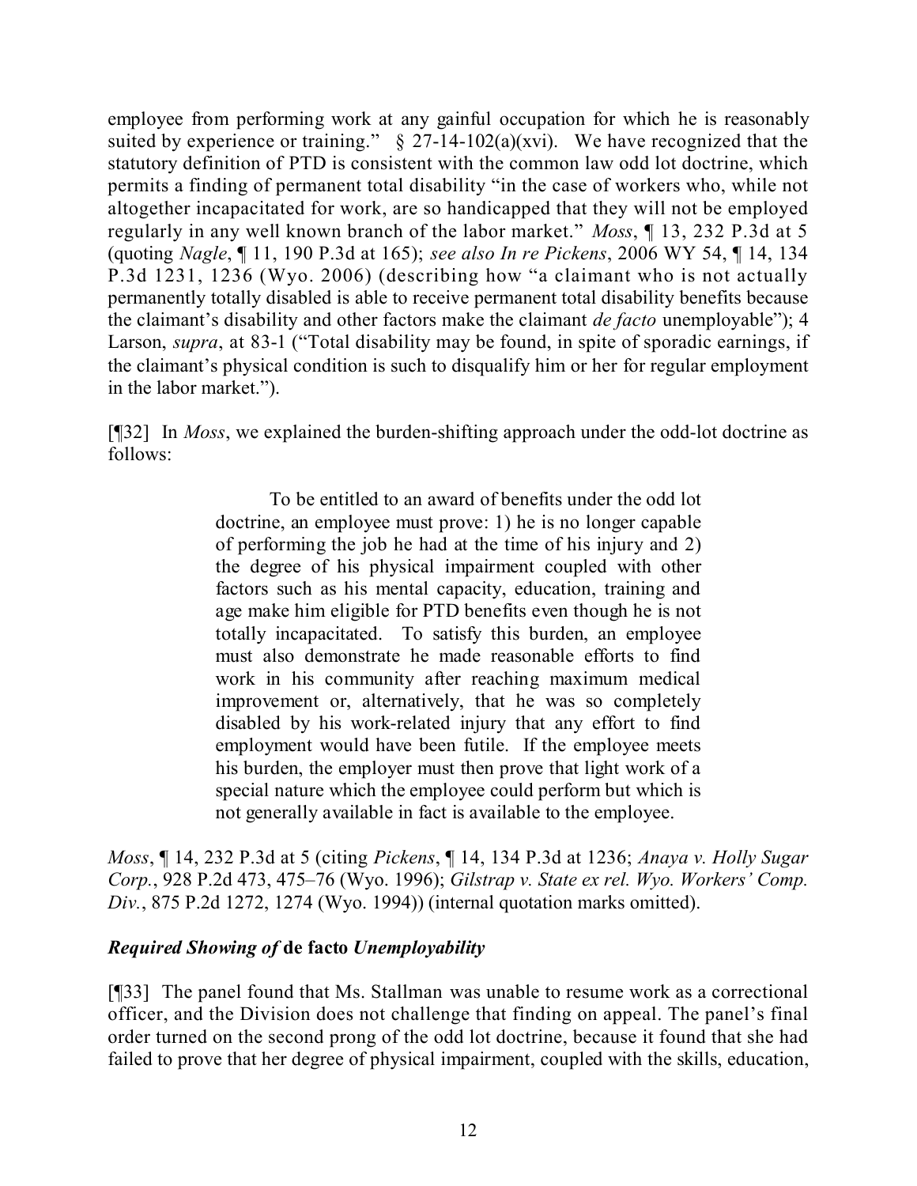employee from performing work at any gainful occupation for which he is reasonably suited by experience or training." § 27-14-102(a)(xvi). We have recognized that the statutory definition of PTD is consistent with the common law odd lot doctrine, which permits a finding of permanent total disability "in the case of workers who, while not altogether incapacitated for work, are so handicapped that they will not be employed regularly in any well known branch of the labor market." *Moss*, ¶ 13, 232 P.3d at 5 (quoting *Nagle*, ¶ 11, 190 P.3d at 165); *see also In re Pickens*, 2006 WY 54, ¶ 14, 134 P.3d 1231, 1236 (Wyo. 2006) (describing how "a claimant who is not actually permanently totally disabled is able to receive permanent total disability benefits because the claimant's disability and other factors make the claimant *de facto* unemployable"); 4 Larson, *supra*, at 83-1 ("Total disability may be found, in spite of sporadic earnings, if the claimant's physical condition is such to disqualify him or her for regular employment in the labor market.").

[¶32] In *Moss*, we explained the burden-shifting approach under the odd-lot doctrine as follows:

> To be entitled to an award of benefits under the odd lot doctrine, an employee must prove: 1) he is no longer capable of performing the job he had at the time of his injury and 2) the degree of his physical impairment coupled with other factors such as his mental capacity, education, training and age make him eligible for PTD benefits even though he is not totally incapacitated. To satisfy this burden, an employee must also demonstrate he made reasonable efforts to find work in his community after reaching maximum medical improvement or, alternatively, that he was so completely disabled by his work-related injury that any effort to find employment would have been futile. If the employee meets his burden, the employer must then prove that light work of a special nature which the employee could perform but which is not generally available in fact is available to the employee.

*Moss*, ¶ 14, 232 P.3d at 5 (citing *Pickens*, ¶ 14, 134 P.3d at 1236; *Anaya v. Holly Sugar Corp.*, 928 P.2d 473, 475–76 (Wyo. 1996); *Gilstrap v. State ex rel. Wyo. Workers' Comp. Div.*, 875 P.2d 1272, 1274 (Wyo. 1994)) (internal quotation marks omitted).

### *Required Showing of* **de facto** *Unemployability*

[¶33] The panel found that Ms. Stallman was unable to resume work as a correctional officer, and the Division does not challenge that finding on appeal. The panel's final order turned on the second prong of the odd lot doctrine, because it found that she had failed to prove that her degree of physical impairment, coupled with the skills, education,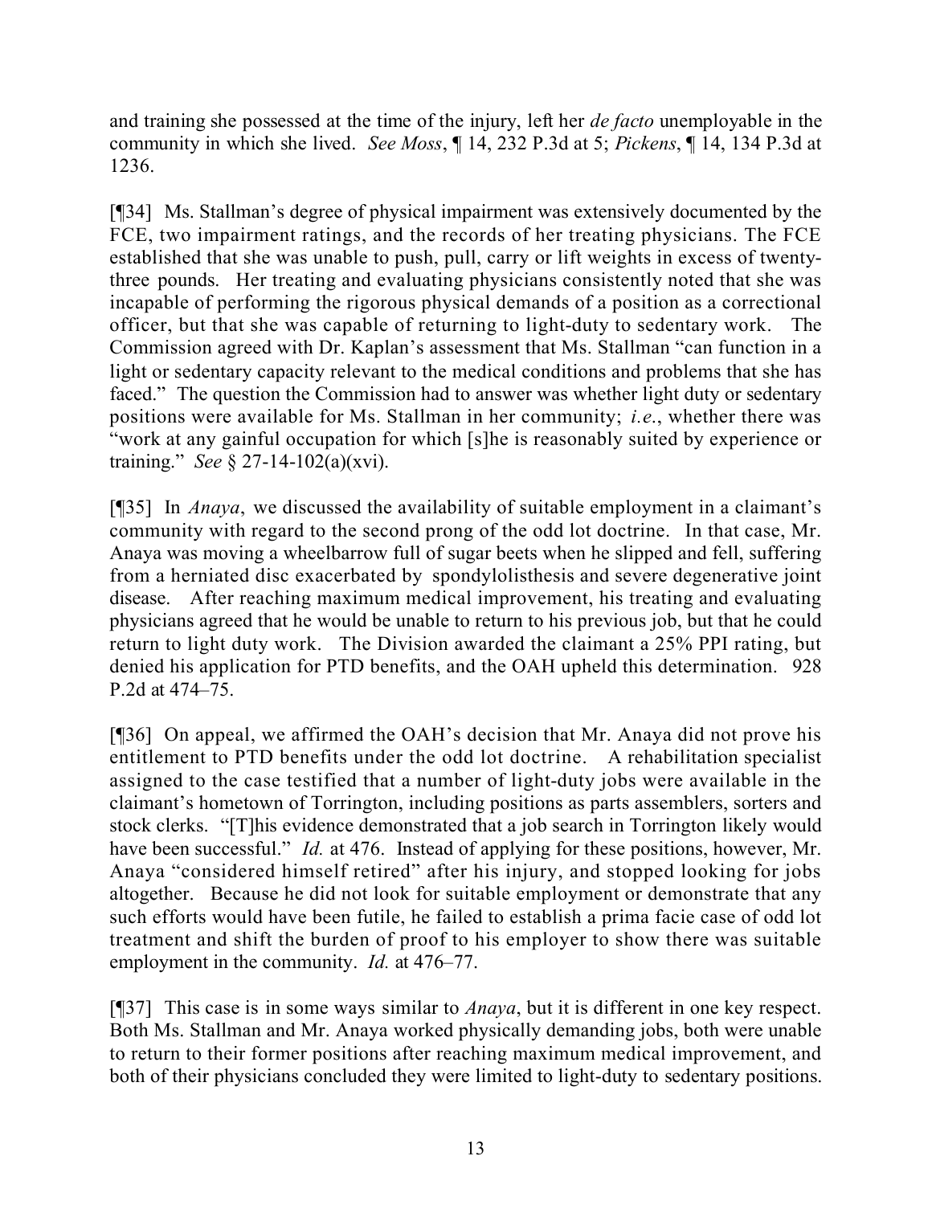and training she possessed at the time of the injury, left her *de facto* unemployable in the community in which she lived. *See Moss*, ¶ 14, 232 P.3d at 5; *Pickens*, ¶ 14, 134 P.3d at 1236.

[¶34] Ms. Stallman's degree of physical impairment was extensively documented by the FCE, two impairment ratings, and the records of her treating physicians. The FCE established that she was unable to push, pull, carry or lift weights in excess of twenty-three pounds. Her treating and evaluating physicians consistently noted that she was incapable of performing the rigorous physical demands of a position as a correctional officer, but that she was capable of returning to light-duty to sedentary work. The Commission agreed with Dr. Kaplan's assessment that Ms. Stallman "can function in a light or sedentary capacity relevant to the medical conditions and problems that she has faced." The question the Commission had to answer was whether light duty or sedentary positions were available for Ms. Stallman in her community; *i.e.*, whether there was "work at any gainful occupation for which [s]he is reasonably suited by experience or training." *See* § 27-14-102(a)(xvi).

[¶35] In *Anaya*, we discussed the availability of suitable employment in a claimant's community with regard to the second prong of the odd lot doctrine. In that case, Mr. Anaya was moving a wheelbarrow full of sugar beets when he slipped and fell, suffering from a herniated disc exacerbated by spondylolisthesis and severe degenerative joint disease. After reaching maximum medical improvement, his treating and evaluating physicians agreed that he would be unable to return to his previous job, but that he could return to light duty work. The Division awarded the claimant a 25% PPI rating, but denied his application for PTD benefits, and the OAH upheld this determination. 928 P.2d at 474–75.

[¶36] On appeal, we affirmed the OAH's decision that Mr. Anaya did not prove his entitlement to PTD benefits under the odd lot doctrine. A rehabilitation specialist assigned to the case testified that a number of light-duty jobs were available in the claimant's hometown of Torrington, including positions as parts assemblers, sorters and stock clerks. "[T]his evidence demonstrated that a job search in Torrington likely would have been successful." *Id.* at 476. Instead of applying for these positions, however, Mr. Anaya "considered himself retired" after his injury, and stopped looking for jobs altogether. Because he did not look for suitable employment or demonstrate that any such efforts would have been futile, he failed to establish a prima facie case of odd lot treatment and shift the burden of proof to his employer to show there was suitable employment in the community. *Id.* at 476–77.

[¶37] This case is in some ways similar to *Anaya*, but it is different in one key respect. Both Ms. Stallman and Mr. Anaya worked physically demanding jobs, both were unable to return to their former positions after reaching maximum medical improvement, and both of their physicians concluded they were limited to light-duty to sedentary positions.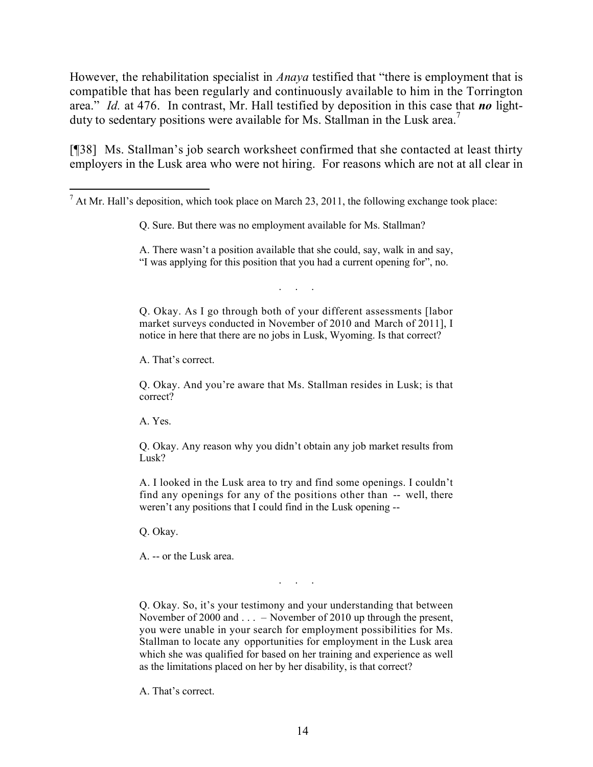However, the rehabilitation specialist in *Anaya* testified that "there is employment that is compatible that has been regularly and continuously available to him in the Torrington area." *Id.* at 476. In contrast, Mr. Hall testified by deposition in this case that ***no*** light-duty to sedentary positions were available for Ms. Stallman in the Lusk area.[7]

[¶38] Ms. Stallman's job search worksheet confirmed that she contacted at least thirty employers in the Lusk area who were not hiring. For reasons which are not at all clear in

---

[7] At Mr. Hall's deposition, which took place on March 23, 2011, the following exchange took place:

> Q. Sure. But there was no employment available for Ms. Stallman?
>
> A. There wasn't a position available that she could, say, walk in and say, "I was applying for this position that you had a current opening for", no.
>
> . . .
>
> Q. Okay. As I go through both of your different assessments [labor market surveys conducted in November of 2010 and March of 2011], I notice in here that there are no jobs in Lusk, Wyoming. Is that correct?
>
> A. That's correct.
>
> Q. Okay. And you're aware that Ms. Stallman resides in Lusk; is that correct?
>
> A. Yes.
>
> Q. Okay. Any reason why you didn't obtain any job market results from Lusk?
>
> A. I looked in the Lusk area to try and find some openings. I couldn't find any openings for any of the positions other than -- well, there weren't any positions that I could find in the Lusk opening --
>
> Q. Okay.
>
> A. -- or the Lusk area.
>
> . . .
>
> Q. Okay. So, it's your testimony and your understanding that between November of 2000 and . . . – November of 2010 up through the present, you were unable in your search for employment possibilities for Ms. Stallman to locate any opportunities for employment in the Lusk area which she was qualified for based on her training and experience as well as the limitations placed on her by her disability, is that correct?
>
> A. That's correct.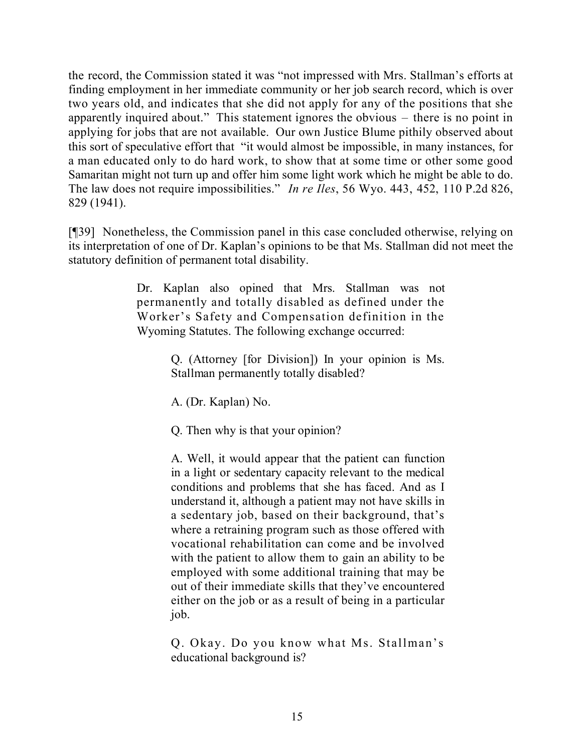the record, the Commission stated it was "not impressed with Mrs. Stallman's efforts at finding employment in her immediate community or her job search record, which is over two years old, and indicates that she did not apply for any of the positions that she apparently inquired about." This statement ignores the obvious – there is no point in applying for jobs that are not available. Our own Justice Blume pithily observed about this sort of speculative effort that "it would almost be impossible, in many instances, for a man educated only to do hard work, to show that at some time or other some good Samaritan might not turn up and offer him some light work which he might be able to do. The law does not require impossibilities." *In re Iles*, 56 Wyo. 443, 452, 110 P.2d 826, 829 (1941).

[¶39] Nonetheless, the Commission panel in this case concluded otherwise, relying on its interpretation of one of Dr. Kaplan's opinions to be that Ms. Stallman did not meet the statutory definition of permanent total disability.

> Dr. Kaplan also opined that Mrs. Stallman was not permanently and totally disabled as defined under the Worker's Safety and Compensation definition in the Wyoming Statutes. The following exchange occurred:
>
> > Q. (Attorney [for Division]) In your opinion is Ms. Stallman permanently totally disabled?
> >
> > A. (Dr. Kaplan) No.
> >
> > Q. Then why is that your opinion?
> >
> > A. Well, it would appear that the patient can function in a light or sedentary capacity relevant to the medical conditions and problems that she has faced. And as I understand it, although a patient may not have skills in a sedentary job, based on their background, that's where a retraining program such as those offered with vocational rehabilitation can come and be involved with the patient to allow them to gain an ability to be employed with some additional training that may be out of their immediate skills that they've encountered either on the job or as a result of being in a particular job.
> >
> > Q. Okay. Do you know what Ms. Stallman's educational background is?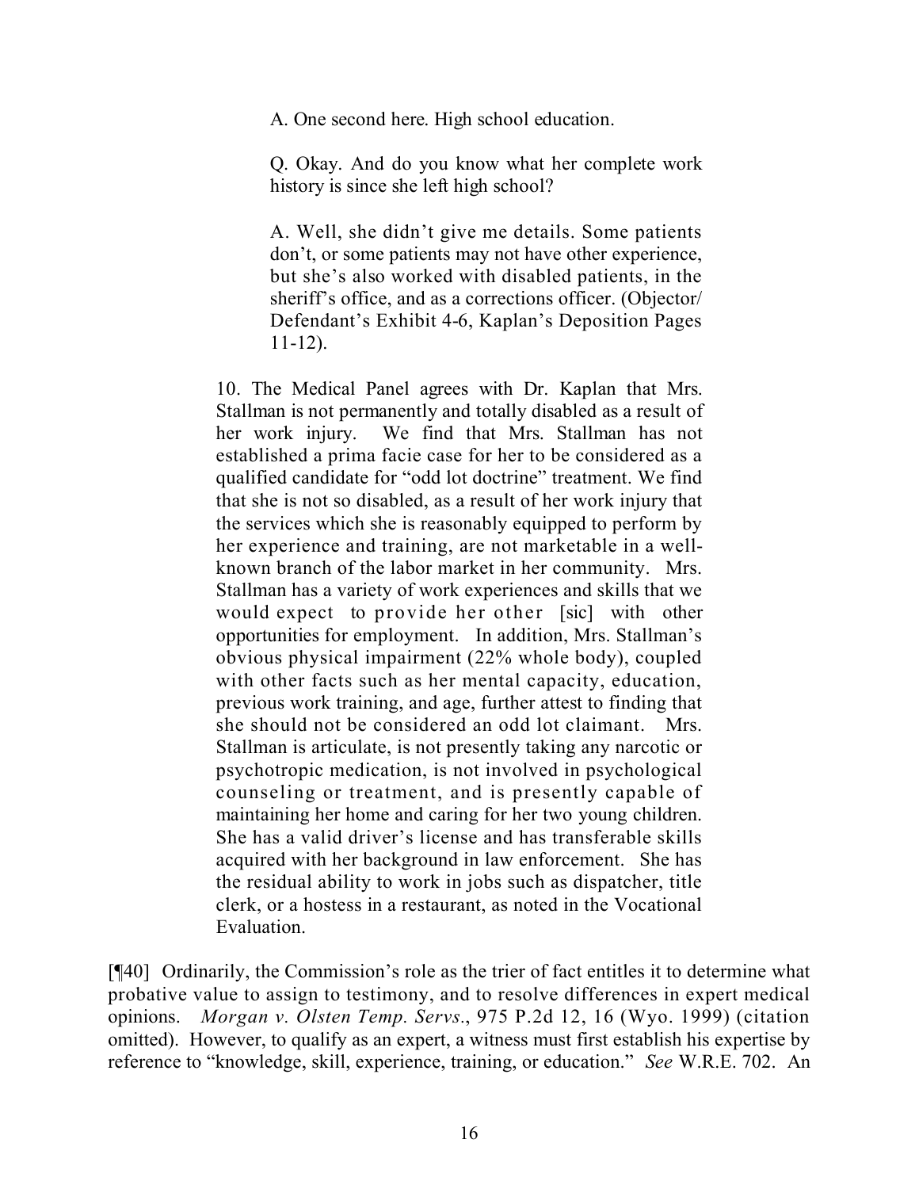> A. One second here. High school education.
>
> Q. Okay. And do you know what her complete work history is since she left high school?
>
> A. Well, she didn't give me details. Some patients don't, or some patients may not have other experience, but she's also worked with disabled patients, in the sheriff's office, and as a corrections officer. (Objector/ Defendant's Exhibit 4-6, Kaplan's Deposition Pages 11-12).

> 10. The Medical Panel agrees with Dr. Kaplan that Mrs. Stallman is not permanently and totally disabled as a result of her work injury. We find that Mrs. Stallman has not established a prima facie case for her to be considered as a qualified candidate for "odd lot doctrine" treatment. We find that she is not so disabled, as a result of her work injury that the services which she is reasonably equipped to perform by her experience and training, are not marketable in a well-known branch of the labor market in her community. Mrs. Stallman has a variety of work experiences and skills that we would expect to provide her other [sic] with other opportunities for employment. In addition, Mrs. Stallman's obvious physical impairment (22% whole body), coupled with other facts such as her mental capacity, education, previous work training, and age, further attest to finding that she should not be considered an odd lot claimant. Mrs. Stallman is articulate, is not presently taking any narcotic or psychotropic medication, is not involved in psychological counseling or treatment, and is presently capable of maintaining her home and caring for her two young children. She has a valid driver's license and has transferable skills acquired with her background in law enforcement. She has the residual ability to work in jobs such as dispatcher, title clerk, or a hostess in a restaurant, as noted in the Vocational Evaluation.

[¶40] Ordinarily, the Commission's role as the trier of fact entitles it to determine what probative value to assign to testimony, and to resolve differences in expert medical opinions. *Morgan v. Olsten Temp. Servs.*, 975 P.2d 12, 16 (Wyo. 1999) (citation omitted). However, to qualify as an expert, a witness must first establish his expertise by reference to "knowledge, skill, experience, training, or education." *See* W.R.E. 702. An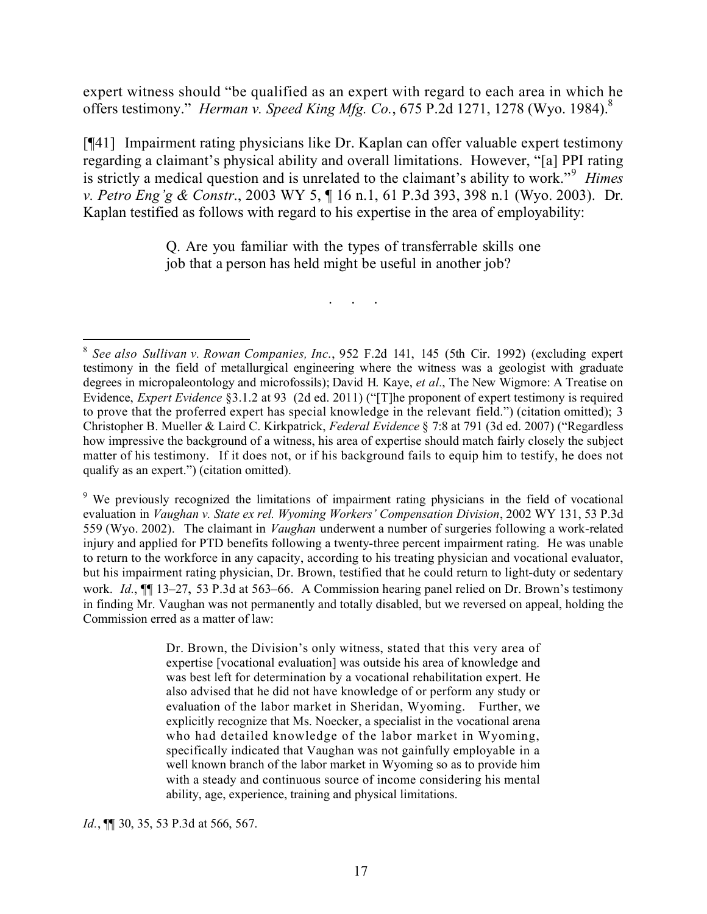expert witness should "be qualified as an expert with regard to each area in which he offers testimony." *Herman v. Speed King Mfg. Co.*, 675 P.2d 1271, 1278 (Wyo. 1984).[8]

[¶41] Impairment rating physicians like Dr. Kaplan can offer valuable expert testimony regarding a claimant's physical ability and overall limitations. However, "[a] PPI rating is strictly a medical question and is unrelated to the claimant's ability to work."[9] *Himes v. Petro Eng'g & Constr.*, 2003 WY 5, ¶ 16 n.1, 61 P.3d 393, 398 n.1 (Wyo. 2003). Dr. Kaplan testified as follows with regard to his expertise in the area of employability:

> Q. Are you familiar with the types of transferrable skills one job that a person has held might be useful in another job?

. . .

---

[8] *See also Sullivan v. Rowan Companies, Inc.*, 952 F.2d 141, 145 (5th Cir. 1992) (excluding expert testimony in the field of metallurgical engineering where the witness was a geologist with graduate degrees in micropaleontology and microfossils); David H. Kaye, *et al*., The New Wigmore: A Treatise on Evidence, *Expert Evidence* §3.1.2 at 93 (2d ed. 2011) ("[T]he proponent of expert testimony is required to prove that the proferred expert has special knowledge in the relevant field.") (citation omitted); 3 Christopher B. Mueller & Laird C. Kirkpatrick, *Federal Evidence* § 7:8 at 791 (3d ed. 2007) ("Regardless how impressive the background of a witness, his area of expertise should match fairly closely the subject matter of his testimony. If it does not, or if his background fails to equip him to testify, he does not qualify as an expert.") (citation omitted).

[9] We previously recognized the limitations of impairment rating physicians in the field of vocational evaluation in *Vaughan v. State ex rel. Wyoming Workers' Compensation Division*, 2002 WY 131, 53 P.3d 559 (Wyo. 2002). The claimant in *Vaughan* underwent a number of surgeries following a work-related injury and applied for PTD benefits following a twenty-three percent impairment rating. He was unable to return to the workforce in any capacity, according to his treating physician and vocational evaluator, but his impairment rating physician, Dr. Brown, testified that he could return to light-duty or sedentary work. *Id.*, ¶¶ 13–27, 53 P.3d at 563–66. A Commission hearing panel relied on Dr. Brown's testimony in finding Mr. Vaughan was not permanently and totally disabled, but we reversed on appeal, holding the Commission erred as a matter of law:

> Dr. Brown, the Division's only witness, stated that this very area of expertise [vocational evaluation] was outside his area of knowledge and was best left for determination by a vocational rehabilitation expert. He also advised that he did not have knowledge of or perform any study or evaluation of the labor market in Sheridan, Wyoming. Further, we explicitly recognize that Ms. Noecker, a specialist in the vocational arena who had detailed knowledge of the labor market in Wyoming, specifically indicated that Vaughan was not gainfully employable in a well known branch of the labor market in Wyoming so as to provide him with a steady and continuous source of income considering his mental ability, age, experience, training and physical limitations.

*Id.*, ¶¶ 30, 35, 53 P.3d at 566, 567.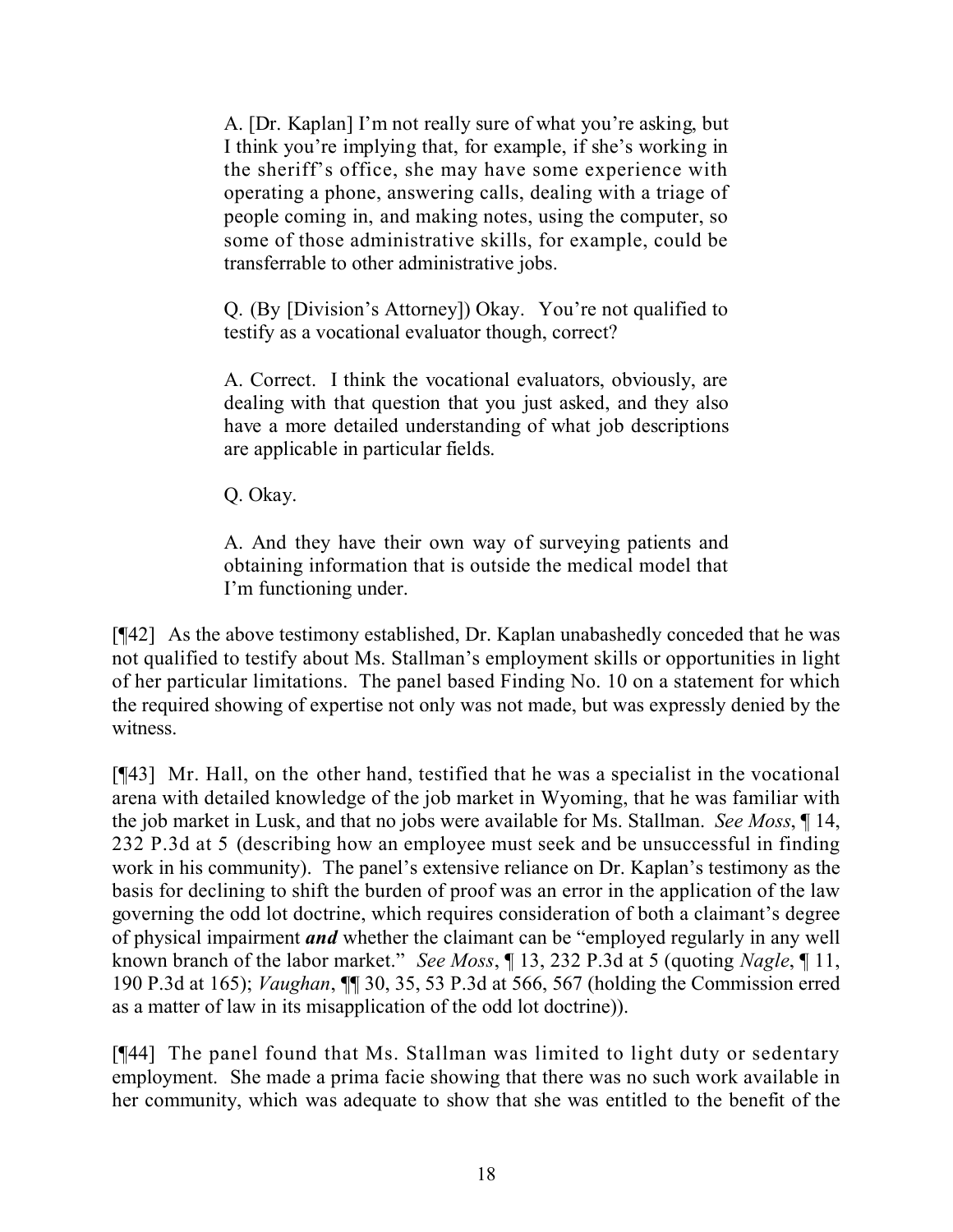> A. [Dr. Kaplan] I'm not really sure of what you're asking, but I think you're implying that, for example, if she's working in the sheriff's office, she may have some experience with operating a phone, answering calls, dealing with a triage of people coming in, and making notes, using the computer, so some of those administrative skills, for example, could be transferrable to other administrative jobs.
>
> Q. (By [Division's Attorney]) Okay. You're not qualified to testify as a vocational evaluator though, correct?
>
> A. Correct. I think the vocational evaluators, obviously, are dealing with that question that you just asked, and they also have a more detailed understanding of what job descriptions are applicable in particular fields.
>
> Q. Okay.
>
> A. And they have their own way of surveying patients and obtaining information that is outside the medical model that I'm functioning under.

[¶42] As the above testimony established, Dr. Kaplan unabashedly conceded that he was not qualified to testify about Ms. Stallman's employment skills or opportunities in light of her particular limitations. The panel based Finding No. 10 on a statement for which the required showing of expertise not only was not made, but was expressly denied by the witness.

[¶43] Mr. Hall, on the other hand, testified that he was a specialist in the vocational arena with detailed knowledge of the job market in Wyoming, that he was familiar with the job market in Lusk, and that no jobs were available for Ms. Stallman. *See Moss*, ¶ 14, 232 P.3d at 5 (describing how an employee must seek and be unsuccessful in finding work in his community). The panel's extensive reliance on Dr. Kaplan's testimony as the basis for declining to shift the burden of proof was an error in the application of the law governing the odd lot doctrine, which requires consideration of both a claimant's degree of physical impairment ***and*** whether the claimant can be "employed regularly in any well known branch of the labor market." *See Moss*, ¶ 13, 232 P.3d at 5 (quoting *Nagle*, ¶ 11, 190 P.3d at 165); *Vaughan*, ¶¶ 30, 35, 53 P.3d at 566, 567 (holding the Commission erred as a matter of law in its misapplication of the odd lot doctrine)).

[¶44] The panel found that Ms. Stallman was limited to light duty or sedentary employment. She made a prima facie showing that there was no such work available in her community, which was adequate to show that she was entitled to the benefit of the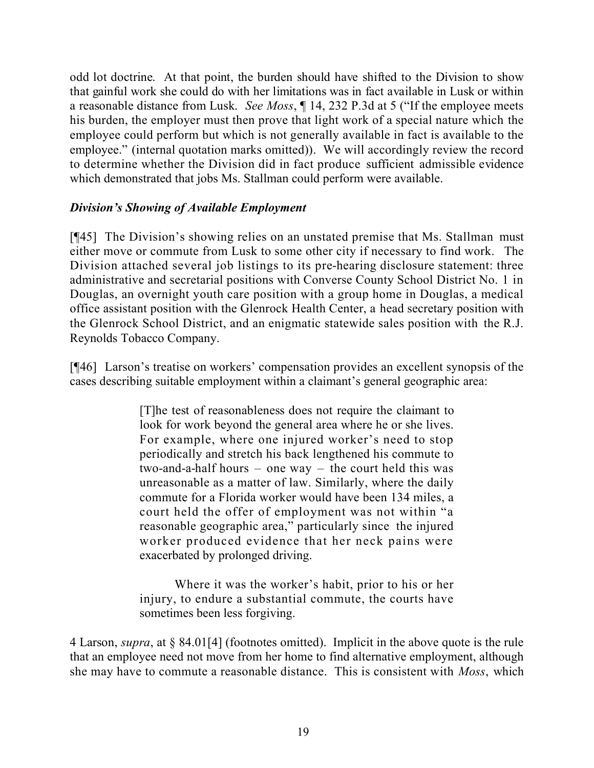odd lot doctrine. At that point, the burden should have shifted to the Division to show that gainful work she could do with her limitations was in fact available in Lusk or within a reasonable distance from Lusk. *See Moss*, ¶ 14, 232 P.3d at 5 ("If the employee meets his burden, the employer must then prove that light work of a special nature which the employee could perform but which is not generally available in fact is available to the employee." (internal quotation marks omitted)). We will accordingly review the record to determine whether the Division did in fact produce sufficient admissible evidence which demonstrated that jobs Ms. Stallman could perform were available.

### *Division's Showing of Available Employment*

[¶45] The Division's showing relies on an unstated premise that Ms. Stallman must either move or commute from Lusk to some other city if necessary to find work. The Division attached several job listings to its pre-hearing disclosure statement: three administrative and secretarial positions with Converse County School District No. 1 in Douglas, an overnight youth care position with a group home in Douglas, a medical office assistant position with the Glenrock Health Center, a head secretary position with the Glenrock School District, and an enigmatic statewide sales position with the R.J. Reynolds Tobacco Company.

[¶46] Larson's treatise on workers' compensation provides an excellent synopsis of the cases describing suitable employment within a claimant's general geographic area:

> [T]he test of reasonableness does not require the claimant to look for work beyond the general area where he or she lives. For example, where one injured worker's need to stop periodically and stretch his back lengthened his commute to two-and-a-half hours – one way – the court held this was unreasonable as a matter of law. Similarly, where the daily commute for a Florida worker would have been 134 miles, a court held the offer of employment was not within "a reasonable geographic area," particularly since the injured worker produced evidence that her neck pains were exacerbated by prolonged driving.
>
> Where it was the worker's habit, prior to his or her injury, to endure a substantial commute, the courts have sometimes been less forgiving.

4 Larson, *supra*, at § 84.01[4] (footnotes omitted). Implicit in the above quote is the rule that an employee need not move from her home to find alternative employment, although she may have to commute a reasonable distance. This is consistent with *Moss*, which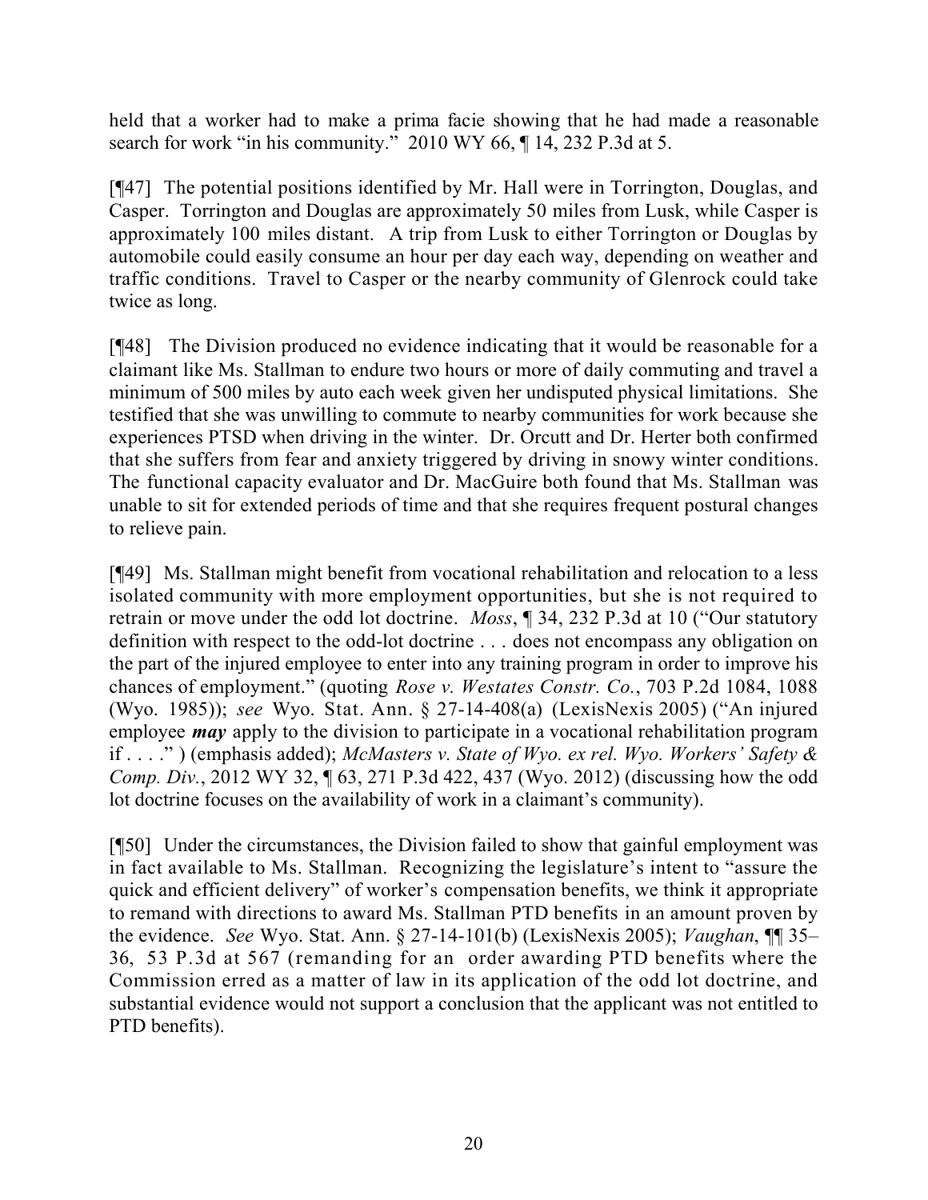held that a worker had to make a prima facie showing that he had made a reasonable search for work "in his community." 2010 WY 66, ¶ 14, 232 P.3d at 5.

[¶47] The potential positions identified by Mr. Hall were in Torrington, Douglas, and Casper. Torrington and Douglas are approximately 50 miles from Lusk, while Casper is approximately 100 miles distant. A trip from Lusk to either Torrington or Douglas by automobile could easily consume an hour per day each way, depending on weather and traffic conditions. Travel to Casper or the nearby community of Glenrock could take twice as long.

[¶48] The Division produced no evidence indicating that it would be reasonable for a claimant like Ms. Stallman to endure two hours or more of daily commuting and travel a minimum of 500 miles by auto each week given her undisputed physical limitations. She testified that she was unwilling to commute to nearby communities for work because she experiences PTSD when driving in the winter. Dr. Orcutt and Dr. Herter both confirmed that she suffers from fear and anxiety triggered by driving in snowy winter conditions. The functional capacity evaluator and Dr. MacGuire both found that Ms. Stallman was unable to sit for extended periods of time and that she requires frequent postural changes to relieve pain.

[¶49] Ms. Stallman might benefit from vocational rehabilitation and relocation to a less isolated community with more employment opportunities, but she is not required to retrain or move under the odd lot doctrine. *Moss*, ¶ 34, 232 P.3d at 10 ("Our statutory definition with respect to the odd-lot doctrine . . . does not encompass any obligation on the part of the injured employee to enter into any training program in order to improve his chances of employment." (quoting *Rose v. Westates Constr. Co.*, 703 P.2d 1084, 1088 (Wyo. 1985)); *see* Wyo. Stat. Ann. § 27-14-408(a) (LexisNexis 2005) ("An injured employee ***may*** apply to the division to participate in a vocational rehabilitation program if . . . ." ) (emphasis added); *McMasters v. State of Wyo. ex rel. Wyo. Workers' Safety & Comp. Div.*, 2012 WY 32, ¶ 63, 271 P.3d 422, 437 (Wyo. 2012) (discussing how the odd lot doctrine focuses on the availability of work in a claimant's community).

[¶50] Under the circumstances, the Division failed to show that gainful employment was in fact available to Ms. Stallman. Recognizing the legislature's intent to "assure the quick and efficient delivery" of worker's compensation benefits, we think it appropriate to remand with directions to award Ms. Stallman PTD benefits in an amount proven by the evidence. *See* Wyo. Stat. Ann. § 27-14-101(b) (LexisNexis 2005); *Vaughan*, ¶¶ 35–36, 53 P.3d at 567 (remanding for an order awarding PTD benefits where the Commission erred as a matter of law in its application of the odd lot doctrine, and substantial evidence would not support a conclusion that the applicant was not entitled to PTD benefits).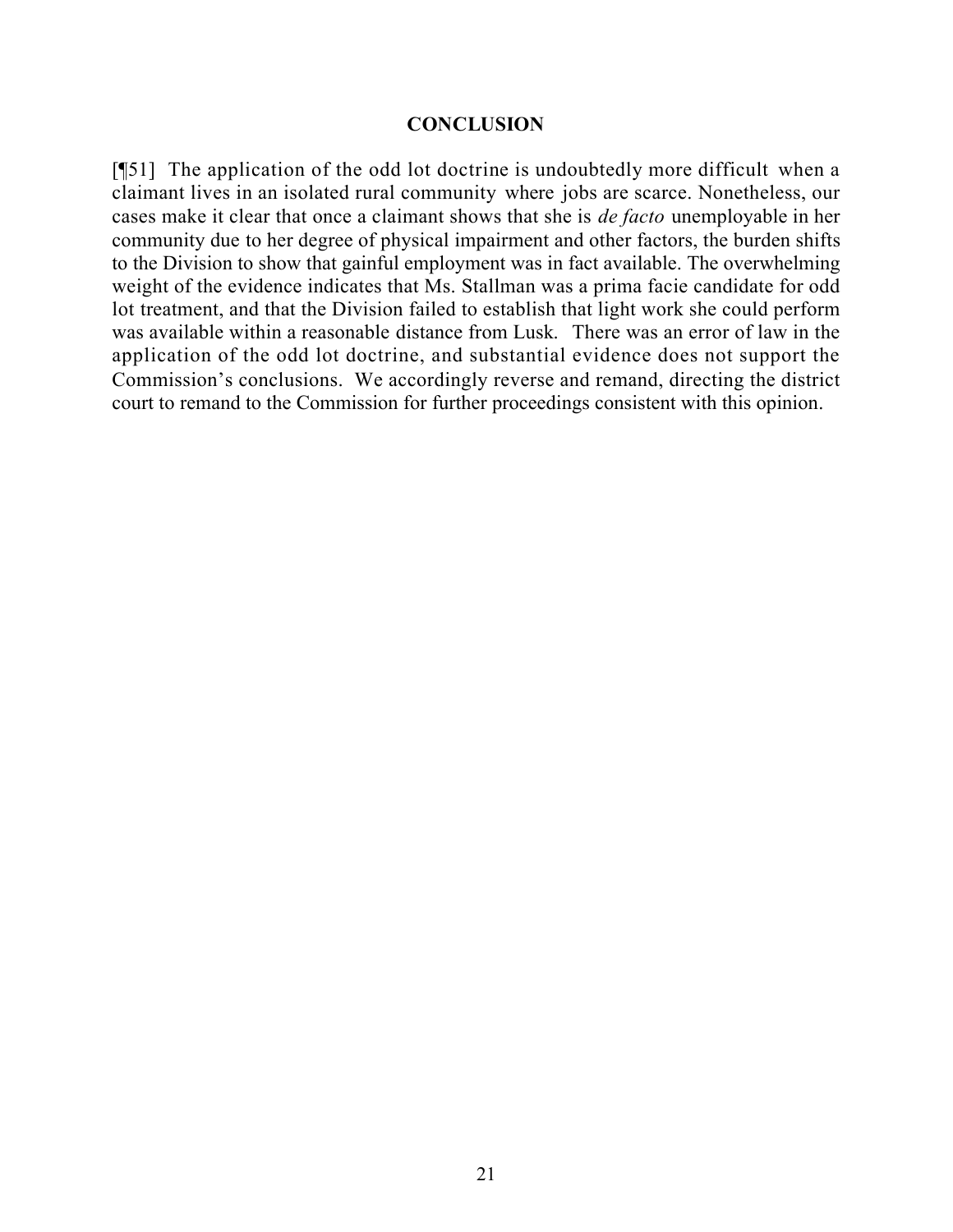## CONCLUSION

[¶51] The application of the odd lot doctrine is undoubtedly more difficult when a claimant lives in an isolated rural community where jobs are scarce. Nonetheless, our cases make it clear that once a claimant shows that she is *de facto* unemployable in her community due to her degree of physical impairment and other factors, the burden shifts to the Division to show that gainful employment was in fact available. The overwhelming weight of the evidence indicates that Ms. Stallman was a prima facie candidate for odd lot treatment, and that the Division failed to establish that light work she could perform was available within a reasonable distance from Lusk. There was an error of law in the application of the odd lot doctrine, and substantial evidence does not support the Commission's conclusions. We accordingly reverse and remand, directing the district court to remand to the Commission for further proceedings consistent with this opinion.